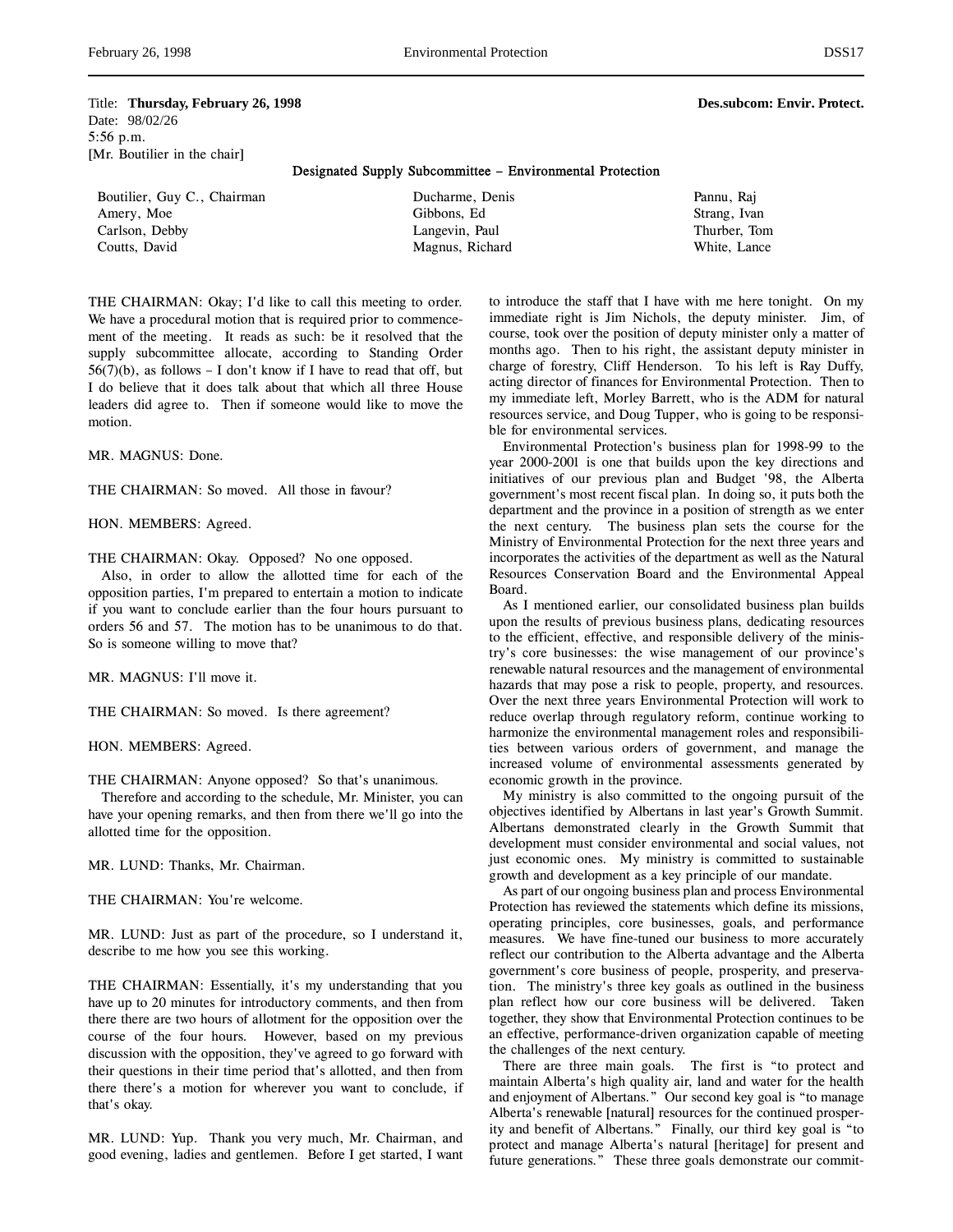Title: **Thursday, February 26, 1998** **Des.subcom: Envir. Protect.**
Date: 98/02/26
5:56 p.m.
[Mr. Boutilier in the chair]

## Designated Supply Subcommittee – Environmental Protection

| | | |
|---|---|---|
| Boutilier, Guy C., Chairman | Ducharme, Denis | Pannu, Raj |
| Amery, Moe | Gibbons, Ed | Strang, Ivan |
| Carlson, Debby | Langevin, Paul | Thurber, Tom |
| Coutts, David | Magnus, Richard | White, Lance |

THE CHAIRMAN: Okay; I'd like to call this meeting to order. We have a procedural motion that is required prior to commencement of the meeting. It reads as such: be it resolved that the supply subcommittee allocate, according to Standing Order 56(7)(b), as follows – I don't know if I have to read that off, but I do believe that it does talk about that which all three House leaders did agree to. Then if someone would like to move the motion.

MR. MAGNUS: Done.

THE CHAIRMAN: So moved. All those in favour?

HON. MEMBERS: Agreed.

THE CHAIRMAN: Okay. Opposed? No one opposed.

Also, in order to allow the allotted time for each of the opposition parties, I'm prepared to entertain a motion to indicate if you want to conclude earlier than the four hours pursuant to orders 56 and 57. The motion has to be unanimous to do that. So is someone willing to move that?

MR. MAGNUS: I'll move it.

THE CHAIRMAN: So moved. Is there agreement?

HON. MEMBERS: Agreed.

THE CHAIRMAN: Anyone opposed? So that's unanimous.

Therefore and according to the schedule, Mr. Minister, you can have your opening remarks, and then from there we'll go into the allotted time for the opposition.

MR. LUND: Thanks, Mr. Chairman.

THE CHAIRMAN: You're welcome.

MR. LUND: Just as part of the procedure, so I understand it, describe to me how you see this working.

THE CHAIRMAN: Essentially, it's my understanding that you have up to 20 minutes for introductory comments, and then from there there are two hours of allotment for the opposition over the course of the four hours. However, based on my previous discussion with the opposition, they've agreed to go forward with their questions in their time period that's allotted, and then from there there's a motion for wherever you want to conclude, if that's okay.

MR. LUND: Yup. Thank you very much, Mr. Chairman, and good evening, ladies and gentlemen. Before I get started, I want to introduce the staff that I have with me here tonight. On my immediate right is Jim Nichols, the deputy minister. Jim, of course, took over the position of deputy minister only a matter of months ago. Then to his right, the assistant deputy minister in charge of forestry, Cliff Henderson. To his left is Ray Duffy, acting director of finances for Environmental Protection. Then to my immediate left, Morley Barrett, who is the ADM for natural resources service, and Doug Tupper, who is going to be responsible for environmental services.

Environmental Protection's business plan for 1998-99 to the year 2000-2001 is one that builds upon the key directions and initiatives of our previous plan and Budget '98, the Alberta government's most recent fiscal plan. In doing so, it puts both the department and the province in a position of strength as we enter the next century. The business plan sets the course for the Ministry of Environmental Protection for the next three years and incorporates the activities of the department as well as the Natural Resources Conservation Board and the Environmental Appeal Board.

As I mentioned earlier, our consolidated business plan builds upon the results of previous business plans, dedicating resources to the efficient, effective, and responsible delivery of the ministry's core businesses: the wise management of our province's renewable natural resources and the management of environmental hazards that may pose a risk to people, property, and resources. Over the next three years Environmental Protection will work to reduce overlap through regulatory reform, continue working to harmonize the environmental management roles and responsibilities between various orders of government, and manage the increased volume of environmental assessments generated by economic growth in the province.

My ministry is also committed to the ongoing pursuit of the objectives identified by Albertans in last year's Growth Summit. Albertans demonstrated clearly in the Growth Summit that development must consider environmental and social values, not just economic ones. My ministry is committed to sustainable growth and development as a key principle of our mandate.

As part of our ongoing business plan and process Environmental Protection has reviewed the statements which define its missions, operating principles, core businesses, goals, and performance measures. We have fine-tuned our business to more accurately reflect our contribution to the Alberta advantage and the Alberta government's core business of people, prosperity, and preservation. The ministry's three key goals as outlined in the business plan reflect how our core business will be delivered. Taken together, they show that Environmental Protection continues to be an effective, performance-driven organization capable of meeting the challenges of the next century.

There are three main goals. The first is "to protect and maintain Alberta's high quality air, land and water for the health and enjoyment of Albertans." Our second key goal is "to manage Alberta's renewable [natural] resources for the continued prosperity and benefit of Albertans." Finally, our third key goal is "to protect and manage Alberta's natural [heritage] for present and future generations." These three goals demonstrate our commit-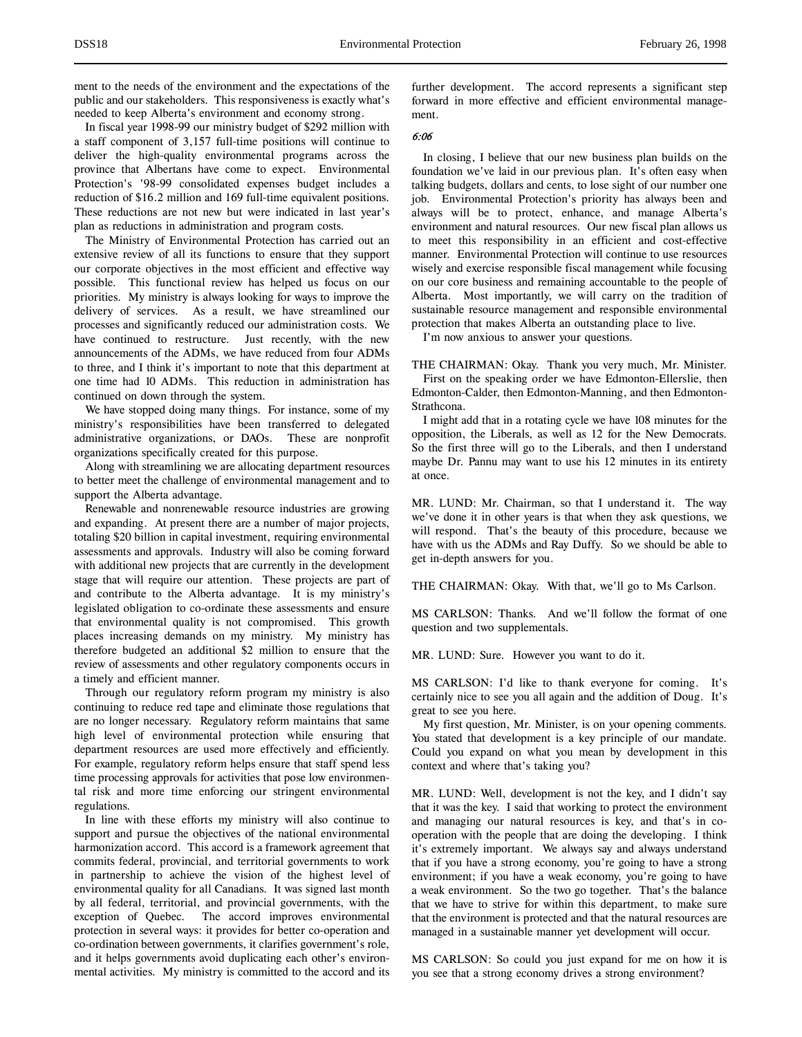ment to the needs of the environment and the expectations of the public and our stakeholders. This responsiveness is exactly what's needed to keep Alberta's environment and economy strong.

In fiscal year 1998-99 our ministry budget of $292 million with a staff component of 3,157 full-time positions will continue to deliver the high-quality environmental programs across the province that Albertans have come to expect. Environmental Protection's '98-99 consolidated expenses budget includes a reduction of $16.2 million and 169 full-time equivalent positions. These reductions are not new but were indicated in last year's plan as reductions in administration and program costs.

The Ministry of Environmental Protection has carried out an extensive review of all its functions to ensure that they support our corporate objectives in the most efficient and effective way possible. This functional review has helped us focus on our priorities. My ministry is always looking for ways to improve the delivery of services. As a result, we have streamlined our processes and significantly reduced our administration costs. We have continued to restructure. Just recently, with the new announcements of the ADMs, we have reduced from four ADMs to three, and I think it's important to note that this department at one time had 10 ADMs. This reduction in administration has continued on down through the system.

We have stopped doing many things. For instance, some of my ministry's responsibilities have been transferred to delegated administrative organizations, or DAOs. These are nonprofit organizations specifically created for this purpose.

Along with streamlining we are allocating department resources to better meet the challenge of environmental management and to support the Alberta advantage.

Renewable and nonrenewable resource industries are growing and expanding. At present there are a number of major projects, totaling $20 billion in capital investment, requiring environmental assessments and approvals. Industry will also be coming forward with additional new projects that are currently in the development stage that will require our attention. These projects are part of and contribute to the Alberta advantage. It is my ministry's legislated obligation to co-ordinate these assessments and ensure that environmental quality is not compromised. This growth places increasing demands on my ministry. My ministry has therefore budgeted an additional $2 million to ensure that the review of assessments and other regulatory components occurs in a timely and efficient manner.

Through our regulatory reform program my ministry is also continuing to reduce red tape and eliminate those regulations that are no longer necessary. Regulatory reform maintains that same high level of environmental protection while ensuring that department resources are used more effectively and efficiently. For example, regulatory reform helps ensure that staff spend less time processing approvals for activities that pose low environmental risk and more time enforcing our stringent environmental regulations.

In line with these efforts my ministry will also continue to support and pursue the objectives of the national environmental harmonization accord. This accord is a framework agreement that commits federal, provincial, and territorial governments to work in partnership to achieve the vision of the highest level of environmental quality for all Canadians. It was signed last month by all federal, territorial, and provincial governments, with the exception of Quebec. The accord improves environmental protection in several ways: it provides for better co-operation and co-ordination between governments, it clarifies government's role, and it helps governments avoid duplicating each other's environmental activities. My ministry is committed to the accord and its further development. The accord represents a significant step forward in more effective and efficient environmental management.

*6:06*

In closing, I believe that our new business plan builds on the foundation we've laid in our previous plan. It's often easy when talking budgets, dollars and cents, to lose sight of our number one job. Environmental Protection's priority has always been and always will be to protect, enhance, and manage Alberta's environment and natural resources. Our new fiscal plan allows us to meet this responsibility in an efficient and cost-effective manner. Environmental Protection will continue to use resources wisely and exercise responsible fiscal management while focusing on our core business and remaining accountable to the people of Alberta. Most importantly, we will carry on the tradition of sustainable resource management and responsible environmental protection that makes Alberta an outstanding place to live.

I'm now anxious to answer your questions.

THE CHAIRMAN: Okay. Thank you very much, Mr. Minister.

First on the speaking order we have Edmonton-Ellerslie, then Edmonton-Calder, then Edmonton-Manning, and then Edmonton-Strathcona.

I might add that in a rotating cycle we have 108 minutes for the opposition, the Liberals, as well as 12 for the New Democrats. So the first three will go to the Liberals, and then I understand maybe Dr. Pannu may want to use his 12 minutes in its entirety at once.

MR. LUND: Mr. Chairman, so that I understand it. The way we've done it in other years is that when they ask questions, we will respond. That's the beauty of this procedure, because we have with us the ADMs and Ray Duffy. So we should be able to get in-depth answers for you.

THE CHAIRMAN: Okay. With that, we'll go to Ms Carlson.

MS CARLSON: Thanks. And we'll follow the format of one question and two supplementals.

MR. LUND: Sure. However you want to do it.

MS CARLSON: I'd like to thank everyone for coming. It's certainly nice to see you all again and the addition of Doug. It's great to see you here.

My first question, Mr. Minister, is on your opening comments. You stated that development is a key principle of our mandate. Could you expand on what you mean by development in this context and where that's taking you?

MR. LUND: Well, development is not the key, and I didn't say that it was the key. I said that working to protect the environment and managing our natural resources is key, and that's in co-operation with the people that are doing the developing. I think it's extremely important. We always say and always understand that if you have a strong economy, you're going to have a strong environment; if you have a weak economy, you're going to have a weak environment. So the two go together. That's the balance that we have to strive for within this department, to make sure that the environment is protected and that the natural resources are managed in a sustainable manner yet development will occur.

MS CARLSON: So could you just expand for me on how it is you see that a strong economy drives a strong environment?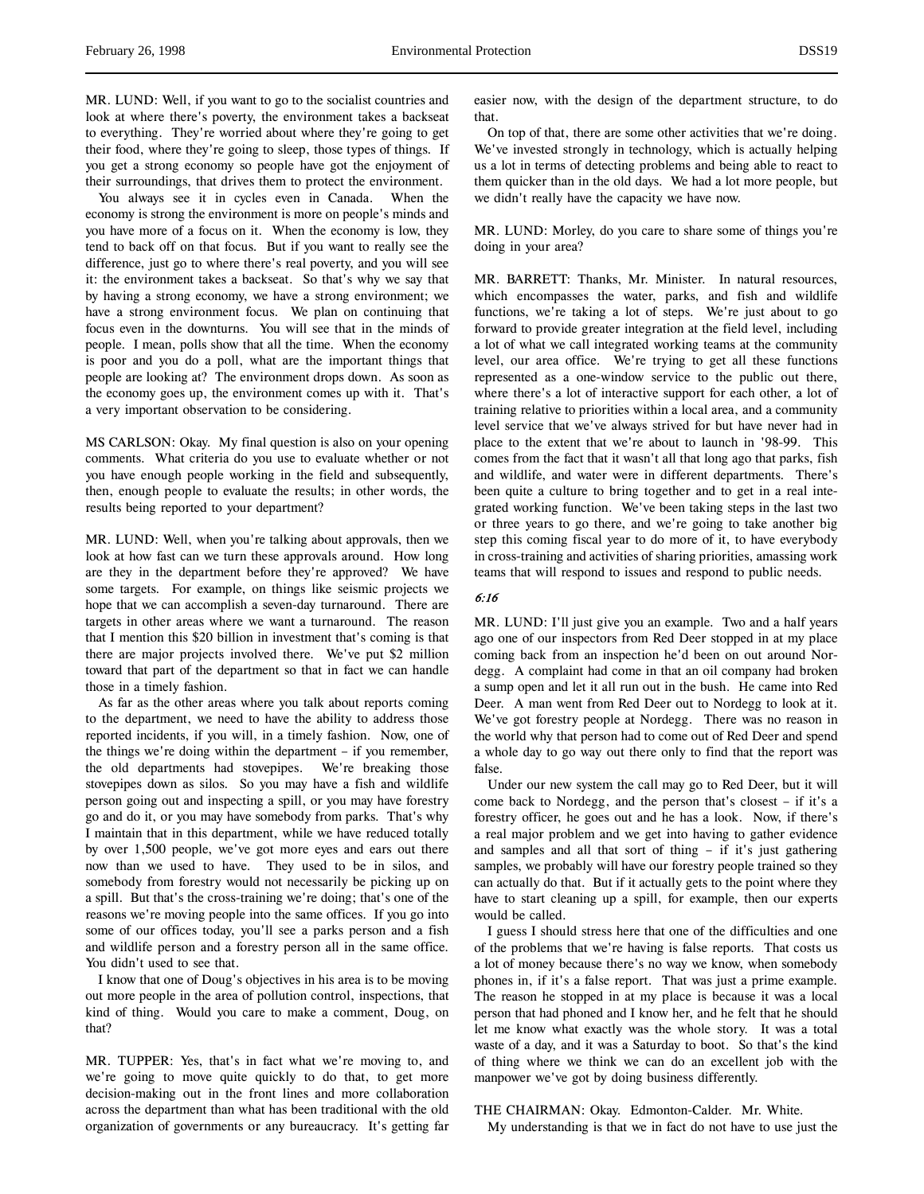MR. LUND: Well, if you want to go to the socialist countries and look at where there's poverty, the environment takes a backseat to everything. They're worried about where they're going to get their food, where they're going to sleep, those types of things. If you get a strong economy so people have got the enjoyment of their surroundings, that drives them to protect the environment.

You always see it in cycles even in Canada. When the economy is strong the environment is more on people's minds and you have more of a focus on it. When the economy is low, they tend to back off on that focus. But if you want to really see the difference, just go to where there's real poverty, and you will see it: the environment takes a backseat. So that's why we say that by having a strong economy, we have a strong environment; we have a strong environment focus. We plan on continuing that focus even in the downturns. You will see that in the minds of people. I mean, polls show that all the time. When the economy is poor and you do a poll, what are the important things that people are looking at? The environment drops down. As soon as the economy goes up, the environment comes up with it. That's a very important observation to be considering.

MS CARLSON: Okay. My final question is also on your opening comments. What criteria do you use to evaluate whether or not you have enough people working in the field and subsequently, then, enough people to evaluate the results; in other words, the results being reported to your department?

MR. LUND: Well, when you're talking about approvals, then we look at how fast can we turn these approvals around. How long are they in the department before they're approved? We have some targets. For example, on things like seismic projects we hope that we can accomplish a seven-day turnaround. There are targets in other areas where we want a turnaround. The reason that I mention this $20 billion in investment that's coming is that there are major projects involved there. We've put $2 million toward that part of the department so that in fact we can handle those in a timely fashion.

As far as the other areas where you talk about reports coming to the department, we need to have the ability to address those reported incidents, if you will, in a timely fashion. Now, one of the things we're doing within the department – if you remember, the old departments had stovepipes. We're breaking those stovepipes down as silos. So you may have a fish and wildlife person going out and inspecting a spill, or you may have forestry go and do it, or you may have somebody from parks. That's why I maintain that in this department, while we have reduced totally by over 1,500 people, we've got more eyes and ears out there now than we used to have. They used to be in silos, and somebody from forestry would not necessarily be picking up on a spill. But that's the cross-training we're doing; that's one of the reasons we're moving people into the same offices. If you go into some of our offices today, you'll see a parks person and a fish and wildlife person and a forestry person all in the same office. You didn't used to see that.

I know that one of Doug's objectives in his area is to be moving out more people in the area of pollution control, inspections, that kind of thing. Would you care to make a comment, Doug, on that?

MR. TUPPER: Yes, that's in fact what we're moving to, and we're going to move quite quickly to do that, to get more decision-making out in the front lines and more collaboration across the department than what has been traditional with the old organization of governments or any bureaucracy. It's getting far easier now, with the design of the department structure, to do that.

On top of that, there are some other activities that we're doing. We've invested strongly in technology, which is actually helping us a lot in terms of detecting problems and being able to react to them quicker than in the old days. We had a lot more people, but we didn't really have the capacity we have now.

MR. LUND: Morley, do you care to share some of things you're doing in your area?

MR. BARRETT: Thanks, Mr. Minister. In natural resources, which encompasses the water, parks, and fish and wildlife functions, we're taking a lot of steps. We're just about to go forward to provide greater integration at the field level, including a lot of what we call integrated working teams at the community level, our area office. We're trying to get all these functions represented as a one-window service to the public out there, where there's a lot of interactive support for each other, a lot of training relative to priorities within a local area, and a community level service that we've always strived for but have never had in place to the extent that we're about to launch in '98-99. This comes from the fact that it wasn't all that long ago that parks, fish and wildlife, and water were in different departments. There's been quite a culture to bring together and to get in a real integrated working function. We've been taking steps in the last two or three years to go there, and we're going to take another big step this coming fiscal year to do more of it, to have everybody in cross-training and activities of sharing priorities, amassing work teams that will respond to issues and respond to public needs.

*6:16*

MR. LUND: I'll just give you an example. Two and a half years ago one of our inspectors from Red Deer stopped in at my place coming back from an inspection he'd been on out around Nordegg. A complaint had come in that an oil company had broken a sump open and let it all run out in the bush. He came into Red Deer. A man went from Red Deer out to Nordegg to look at it. We've got forestry people at Nordegg. There was no reason in the world why that person had to come out of Red Deer and spend a whole day to go way out there only to find that the report was false.

Under our new system the call may go to Red Deer, but it will come back to Nordegg, and the person that's closest – if it's a forestry officer, he goes out and he has a look. Now, if there's a real major problem and we get into having to gather evidence and samples and all that sort of thing – if it's just gathering samples, we probably will have our forestry people trained so they can actually do that. But if it actually gets to the point where they have to start cleaning up a spill, for example, then our experts would be called.

I guess I should stress here that one of the difficulties and one of the problems that we're having is false reports. That costs us a lot of money because there's no way we know, when somebody phones in, if it's a false report. That was just a prime example. The reason he stopped in at my place is because it was a local person that had phoned and I know her, and he felt that he should let me know what exactly was the whole story. It was a total waste of a day, and it was a Saturday to boot. So that's the kind of thing where we think we can do an excellent job with the manpower we've got by doing business differently.

THE CHAIRMAN: Okay. Edmonton-Calder. Mr. White.

My understanding is that we in fact do not have to use just the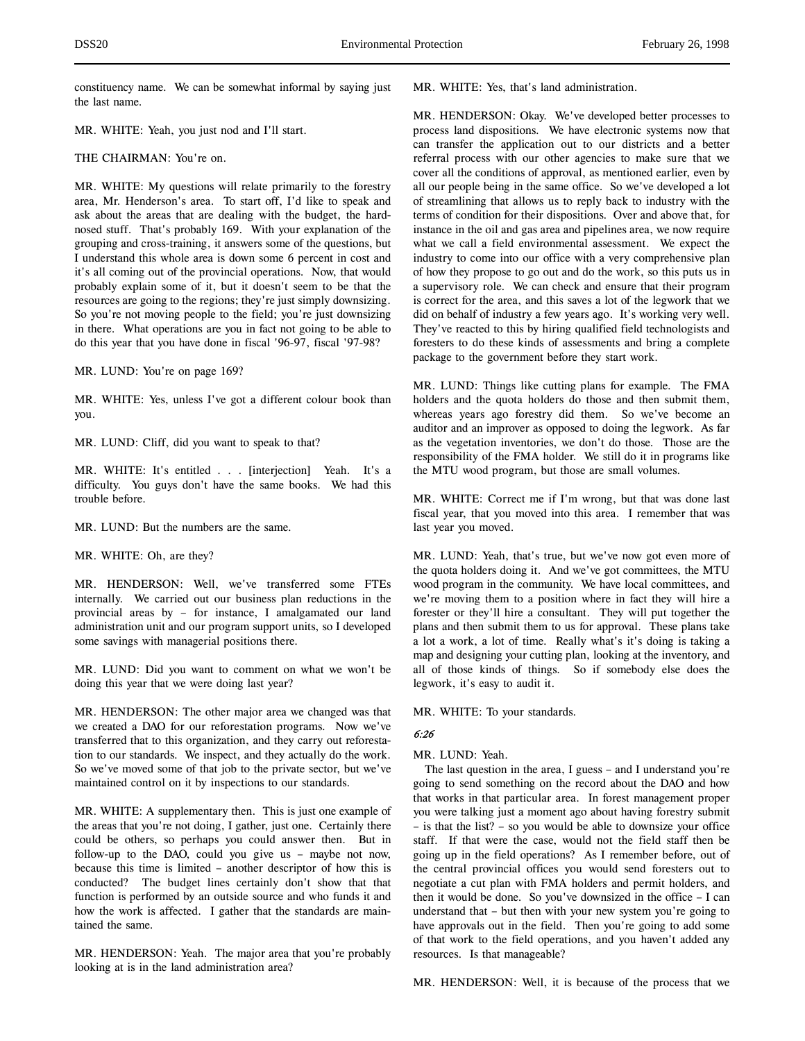constituency name. We can be somewhat informal by saying just the last name.

MR. WHITE: Yeah, you just nod and I'll start.

THE CHAIRMAN: You're on.

MR. WHITE: My questions will relate primarily to the forestry area, Mr. Henderson's area. To start off, I'd like to speak and ask about the areas that are dealing with the budget, the hard-nosed stuff. That's probably 169. With your explanation of the grouping and cross-training, it answers some of the questions, but I understand this whole area is down some 6 percent in cost and it's all coming out of the provincial operations. Now, that would probably explain some of it, but it doesn't seem to be that the resources are going to the regions; they're just simply downsizing. So you're not moving people to the field; you're just downsizing in there. What operations are you in fact not going to be able to do this year that you have done in fiscal '96-97, fiscal '97-98?

MR. LUND: You're on page 169?

MR. WHITE: Yes, unless I've got a different colour book than you.

MR. LUND: Cliff, did you want to speak to that?

MR. WHITE: It's entitled . . . [interjection] Yeah. It's a difficulty. You guys don't have the same books. We had this trouble before.

MR. LUND: But the numbers are the same.

MR. WHITE: Oh, are they?

MR. HENDERSON: Well, we've transferred some FTEs internally. We carried out our business plan reductions in the provincial areas by – for instance, I amalgamated our land administration unit and our program support units, so I developed some savings with managerial positions there.

MR. LUND: Did you want to comment on what we won't be doing this year that we were doing last year?

MR. HENDERSON: The other major area we changed was that we created a DAO for our reforestation programs. Now we've transferred that to this organization, and they carry out reforestation to our standards. We inspect, and they actually do the work. So we've moved some of that job to the private sector, but we've maintained control on it by inspections to our standards.

MR. WHITE: A supplementary then. This is just one example of the areas that you're not doing, I gather, just one. Certainly there could be others, so perhaps you could answer then. But in follow-up to the DAO, could you give us – maybe not now, because this time is limited – another descriptor of how this is conducted? The budget lines certainly don't show that that function is performed by an outside source and who funds it and how the work is affected. I gather that the standards are maintained the same.

MR. HENDERSON: Yeah. The major area that you're probably looking at is in the land administration area?

MR. WHITE: Yes, that's land administration.

MR. HENDERSON: Okay. We've developed better processes to process land dispositions. We have electronic systems now that can transfer the application out to our districts and a better referral process with our other agencies to make sure that we cover all the conditions of approval, as mentioned earlier, even by all our people being in the same office. So we've developed a lot of streamlining that allows us to reply back to industry with the terms of condition for their dispositions. Over and above that, for instance in the oil and gas area and pipelines area, we now require what we call a field environmental assessment. We expect the industry to come into our office with a very comprehensive plan of how they propose to go out and do the work, so this puts us in a supervisory role. We can check and ensure that their program is correct for the area, and this saves a lot of the legwork that we did on behalf of industry a few years ago. It's working very well. They've reacted to this by hiring qualified field technologists and foresters to do these kinds of assessments and bring a complete package to the government before they start work.

MR. LUND: Things like cutting plans for example. The FMA holders and the quota holders do those and then submit them, whereas years ago forestry did them. So we've become an auditor and an improver as opposed to doing the legwork. As far as the vegetation inventories, we don't do those. Those are the responsibility of the FMA holder. We still do it in programs like the MTU wood program, but those are small volumes.

MR. WHITE: Correct me if I'm wrong, but that was done last fiscal year, that you moved into this area. I remember that was last year you moved.

MR. LUND: Yeah, that's true, but we've now got even more of the quota holders doing it. And we've got committees, the MTU wood program in the community. We have local committees, and we're moving them to a position where in fact they will hire a forester or they'll hire a consultant. They will put together the plans and then submit them to us for approval. These plans take a lot a work, a lot of time. Really what's it's doing is taking a map and designing your cutting plan, looking at the inventory, and all of those kinds of things. So if somebody else does the legwork, it's easy to audit it.

MR. WHITE: To your standards.

*6:26*

MR. LUND: Yeah.

The last question in the area, I guess – and I understand you're going to send something on the record about the DAO and how that works in that particular area. In forest management proper you were talking just a moment ago about having forestry submit – is that the list? – so you would be able to downsize your office staff. If that were the case, would not the field staff then be going up in the field operations? As I remember before, out of the central provincial offices you would send foresters out to negotiate a cut plan with FMA holders and permit holders, and then it would be done. So you've downsized in the office – I can understand that – but then with your new system you're going to have approvals out in the field. Then you're going to add some of that work to the field operations, and you haven't added any resources. Is that manageable?

MR. HENDERSON: Well, it is because of the process that we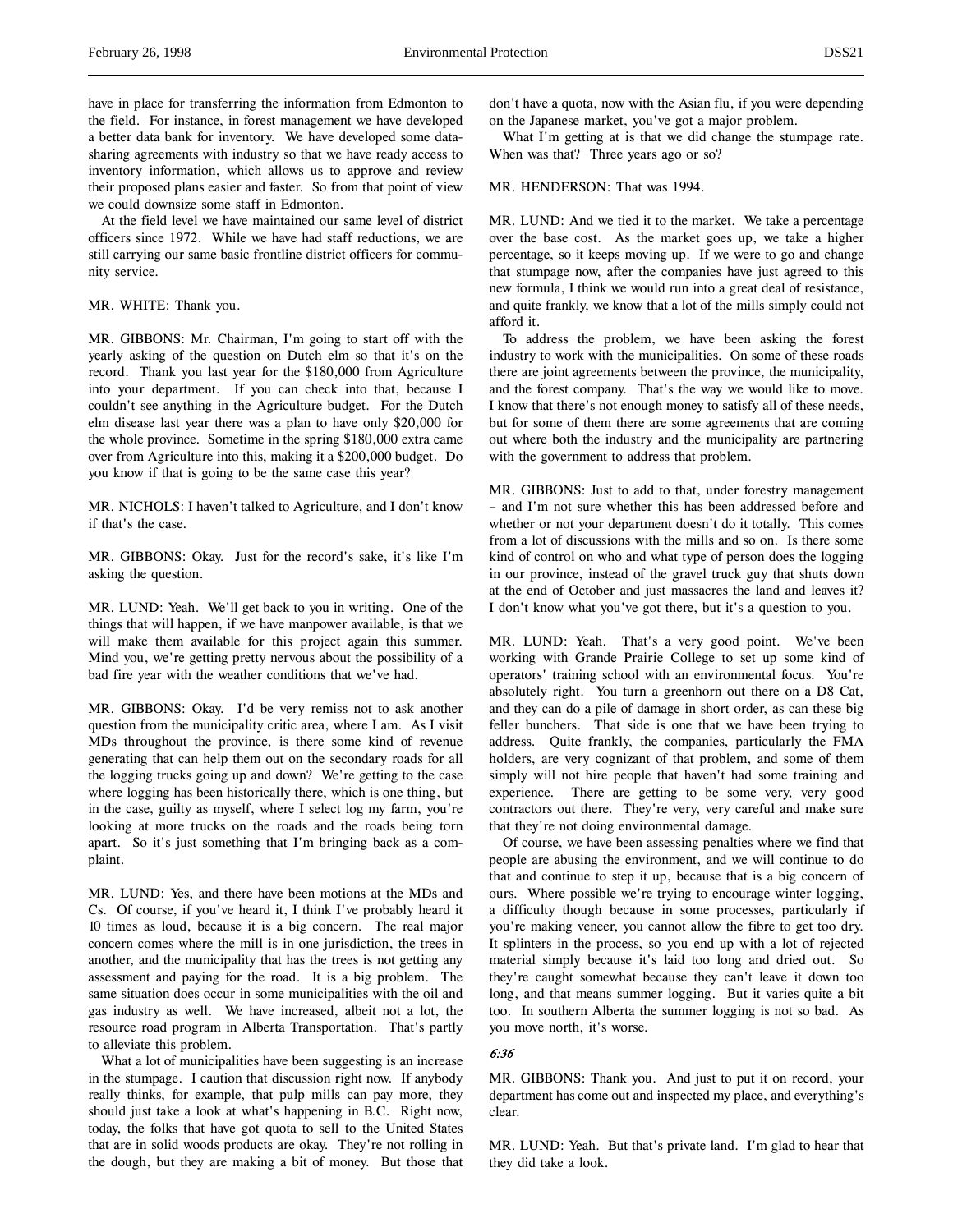have in place for transferring the information from Edmonton to the field. For instance, in forest management we have developed a better data bank for inventory. We have developed some data-sharing agreements with industry so that we have ready access to inventory information, which allows us to approve and review their proposed plans easier and faster. So from that point of view we could downsize some staff in Edmonton.

At the field level we have maintained our same level of district officers since 1972. While we have had staff reductions, we are still carrying our same basic frontline district officers for community service.

MR. WHITE: Thank you.

MR. GIBBONS: Mr. Chairman, I'm going to start off with the yearly asking of the question on Dutch elm so that it's on the record. Thank you last year for the $180,000 from Agriculture into your department. If you can check into that, because I couldn't see anything in the Agriculture budget. For the Dutch elm disease last year there was a plan to have only $20,000 for the whole province. Sometime in the spring $180,000 extra came over from Agriculture into this, making it a $200,000 budget. Do you know if that is going to be the same case this year?

MR. NICHOLS: I haven't talked to Agriculture, and I don't know if that's the case.

MR. GIBBONS: Okay. Just for the record's sake, it's like I'm asking the question.

MR. LUND: Yeah. We'll get back to you in writing. One of the things that will happen, if we have manpower available, is that we will make them available for this project again this summer. Mind you, we're getting pretty nervous about the possibility of a bad fire year with the weather conditions that we've had.

MR. GIBBONS: Okay. I'd be very remiss not to ask another question from the municipality critic area, where I am. As I visit MDs throughout the province, is there some kind of revenue generating that can help them out on the secondary roads for all the logging trucks going up and down? We're getting to the case where logging has been historically there, which is one thing, but in the case, guilty as myself, where I select log my farm, you're looking at more trucks on the roads and the roads being torn apart. So it's just something that I'm bringing back as a complaint.

MR. LUND: Yes, and there have been motions at the MDs and Cs. Of course, if you've heard it, I think I've probably heard it 10 times as loud, because it is a big concern. The real major concern comes where the mill is in one jurisdiction, the trees in another, and the municipality that has the trees is not getting any assessment and paying for the road. It is a big problem. The same situation does occur in some municipalities with the oil and gas industry as well. We have increased, albeit not a lot, the resource road program in Alberta Transportation. That's partly to alleviate this problem.

What a lot of municipalities have been suggesting is an increase in the stumpage. I caution that discussion right now. If anybody really thinks, for example, that pulp mills can pay more, they should just take a look at what's happening in B.C. Right now, today, the folks that have got quota to sell to the United States that are in solid woods products are okay. They're not rolling in the dough, but they are making a bit of money. But those that don't have a quota, now with the Asian flu, if you were depending on the Japanese market, you've got a major problem.

What I'm getting at is that we did change the stumpage rate. When was that? Three years ago or so?

MR. HENDERSON: That was 1994.

MR. LUND: And we tied it to the market. We take a percentage over the base cost. As the market goes up, we take a higher percentage, so it keeps moving up. If we were to go and change that stumpage now, after the companies have just agreed to this new formula, I think we would run into a great deal of resistance, and quite frankly, we know that a lot of the mills simply could not afford it.

To address the problem, we have been asking the forest industry to work with the municipalities. On some of these roads there are joint agreements between the province, the municipality, and the forest company. That's the way we would like to move. I know that there's not enough money to satisfy all of these needs, but for some of them there are some agreements that are coming out where both the industry and the municipality are partnering with the government to address that problem.

MR. GIBBONS: Just to add to that, under forestry management – and I'm not sure whether this has been addressed before and whether or not your department doesn't do it totally. This comes from a lot of discussions with the mills and so on. Is there some kind of control on who and what type of person does the logging in our province, instead of the gravel truck guy that shuts down at the end of October and just massacres the land and leaves it? I don't know what you've got there, but it's a question to you.

MR. LUND: Yeah. That's a very good point. We've been working with Grande Prairie College to set up some kind of operators' training school with an environmental focus. You're absolutely right. You turn a greenhorn out there on a D8 Cat, and they can do a pile of damage in short order, as can these big feller bunchers. That side is one that we have been trying to address. Quite frankly, the companies, particularly the FMA holders, are very cognizant of that problem, and some of them simply will not hire people that haven't had some training and experience. There are getting to be some very, very good contractors out there. They're very, very careful and make sure that they're not doing environmental damage.

Of course, we have been assessing penalties where we find that people are abusing the environment, and we will continue to do that and continue to step it up, because that is a big concern of ours. Where possible we're trying to encourage winter logging, a difficulty though because in some processes, particularly if you're making veneer, you cannot allow the fibre to get too dry. It splinters in the process, so you end up with a lot of rejected material simply because it's laid too long and dried out. So they're caught somewhat because they can't leave it down too long, and that means summer logging. But it varies quite a bit too. In southern Alberta the summer logging is not so bad. As you move north, it's worse.

*6:36*

MR. GIBBONS: Thank you. And just to put it on record, your department has come out and inspected my place, and everything's clear.

MR. LUND: Yeah. But that's private land. I'm glad to hear that they did take a look.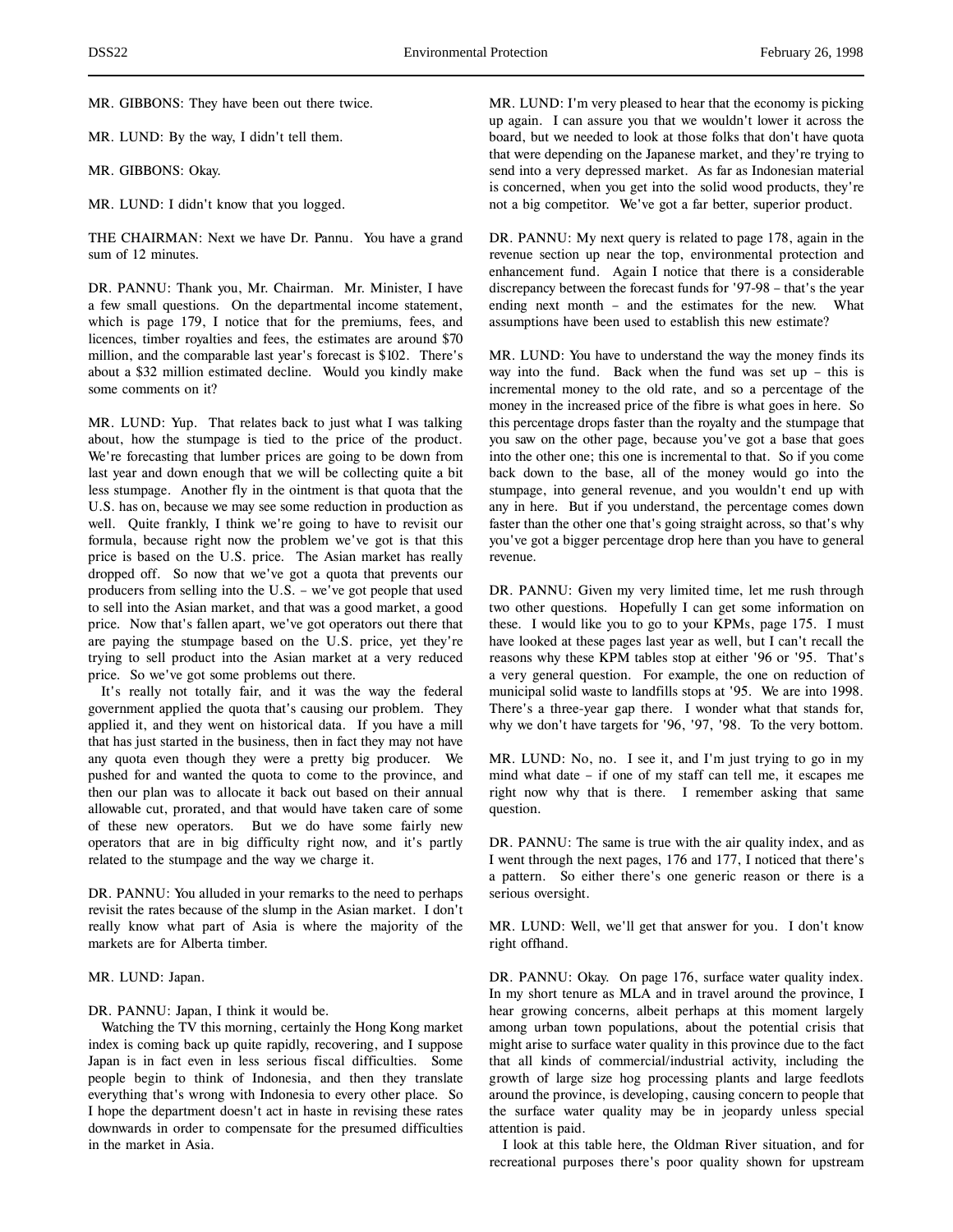MR. GIBBONS: They have been out there twice.

MR. LUND: By the way, I didn't tell them.

MR. GIBBONS: Okay.

MR. LUND: I didn't know that you logged.

THE CHAIRMAN: Next we have Dr. Pannu. You have a grand sum of 12 minutes.

DR. PANNU: Thank you, Mr. Chairman. Mr. Minister, I have a few small questions. On the departmental income statement, which is page 179, I notice that for the premiums, fees, and licences, timber royalties and fees, the estimates are around $70 million, and the comparable last year's forecast is $102. There's about a $32 million estimated decline. Would you kindly make some comments on it?

MR. LUND: Yup. That relates back to just what I was talking about, how the stumpage is tied to the price of the product. We're forecasting that lumber prices are going to be down from last year and down enough that we will be collecting quite a bit less stumpage. Another fly in the ointment is that quota that the U.S. has on, because we may see some reduction in production as well. Quite frankly, I think we're going to have to revisit our formula, because right now the problem we've got is that this price is based on the U.S. price. The Asian market has really dropped off. So now that we've got a quota that prevents our producers from selling into the U.S. – we've got people that used to sell into the Asian market, and that was a good market, a good price. Now that's fallen apart, we've got operators out there that are paying the stumpage based on the U.S. price, yet they're trying to sell product into the Asian market at a very reduced price. So we've got some problems out there.

It's really not totally fair, and it was the way the federal government applied the quota that's causing our problem. They applied it, and they went on historical data. If you have a mill that has just started in the business, then in fact they may not have any quota even though they were a pretty big producer. We pushed for and wanted the quota to come to the province, and then our plan was to allocate it back out based on their annual allowable cut, prorated, and that would have taken care of some of these new operators. But we do have some fairly new operators that are in big difficulty right now, and it's partly related to the stumpage and the way we charge it.

DR. PANNU: You alluded in your remarks to the need to perhaps revisit the rates because of the slump in the Asian market. I don't really know what part of Asia is where the majority of the markets are for Alberta timber.

MR. LUND: Japan.

DR. PANNU: Japan, I think it would be.

Watching the TV this morning, certainly the Hong Kong market index is coming back up quite rapidly, recovering, and I suppose Japan is in fact even in less serious fiscal difficulties. Some people begin to think of Indonesia, and then they translate everything that's wrong with Indonesia to every other place. So I hope the department doesn't act in haste in revising these rates downwards in order to compensate for the presumed difficulties in the market in Asia.

MR. LUND: I'm very pleased to hear that the economy is picking up again. I can assure you that we wouldn't lower it across the board, but we needed to look at those folks that don't have quota that were depending on the Japanese market, and they're trying to send into a very depressed market. As far as Indonesian material is concerned, when you get into the solid wood products, they're not a big competitor. We've got a far better, superior product.

DR. PANNU: My next query is related to page 178, again in the revenue section up near the top, environmental protection and enhancement fund. Again I notice that there is a considerable discrepancy between the forecast funds for '97-98 – that's the year ending next month – and the estimates for the new. What assumptions have been used to establish this new estimate?

MR. LUND: You have to understand the way the money finds its way into the fund. Back when the fund was set up – this is incremental money to the old rate, and so a percentage of the money in the increased price of the fibre is what goes in here. So this percentage drops faster than the royalty and the stumpage that you saw on the other page, because you've got a base that goes into the other one; this one is incremental to that. So if you come back down to the base, all of the money would go into the stumpage, into general revenue, and you wouldn't end up with any in here. But if you understand, the percentage comes down faster than the other one that's going straight across, so that's why you've got a bigger percentage drop here than you have to general revenue.

DR. PANNU: Given my very limited time, let me rush through two other questions. Hopefully I can get some information on these. I would like you to go to your KPMs, page 175. I must have looked at these pages last year as well, but I can't recall the reasons why these KPM tables stop at either '96 or '95. That's a very general question. For example, the one on reduction of municipal solid waste to landfills stops at '95. We are into 1998. There's a three-year gap there. I wonder what that stands for, why we don't have targets for '96, '97, '98. To the very bottom.

MR. LUND: No, no. I see it, and I'm just trying to go in my mind what date – if one of my staff can tell me, it escapes me right now why that is there. I remember asking that same question.

DR. PANNU: The same is true with the air quality index, and as I went through the next pages, 176 and 177, I noticed that there's a pattern. So either there's one generic reason or there is a serious oversight.

MR. LUND: Well, we'll get that answer for you. I don't know right offhand.

DR. PANNU: Okay. On page 176, surface water quality index. In my short tenure as MLA and in travel around the province, I hear growing concerns, albeit perhaps at this moment largely among urban town populations, about the potential crisis that might arise to surface water quality in this province due to the fact that all kinds of commercial/industrial activity, including the growth of large size hog processing plants and large feedlots around the province, is developing, causing concern to people that the surface water quality may be in jeopardy unless special attention is paid.

I look at this table here, the Oldman River situation, and for recreational purposes there's poor quality shown for upstream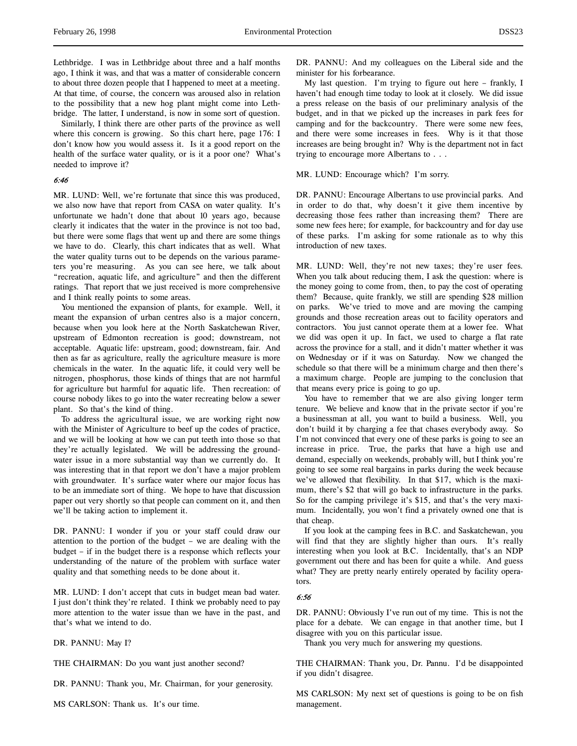Lethbridge. I was in Lethbridge about three and a half months ago, I think it was, and that was a matter of considerable concern to about three dozen people that I happened to meet at a meeting. At that time, of course, the concern was aroused also in relation to the possibility that a new hog plant might come into Lethbridge. The latter, I understand, is now in some sort of question.

Similarly, I think there are other parts of the province as well where this concern is growing. So this chart here, page 176: I don't know how you would assess it. Is it a good report on the health of the surface water quality, or is it a poor one? What's needed to improve it?

*6:46*

MR. LUND: Well, we're fortunate that since this was produced, we also now have that report from CASA on water quality. It's unfortunate we hadn't done that about 10 years ago, because clearly it indicates that the water in the province is not too bad, but there were some flags that went up and there are some things we have to do. Clearly, this chart indicates that as well. What the water quality turns out to be depends on the various parameters you're measuring. As you can see here, we talk about "recreation, aquatic life, and agriculture" and then the different ratings. That report that we just received is more comprehensive and I think really points to some areas.

You mentioned the expansion of plants, for example. Well, it meant the expansion of urban centres also is a major concern, because when you look here at the North Saskatchewan River, upstream of Edmonton recreation is good; downstream, not acceptable. Aquatic life: upstream, good; downstream, fair. And then as far as agriculture, really the agriculture measure is more chemicals in the water. In the aquatic life, it could very well be nitrogen, phosphorus, those kinds of things that are not harmful for agriculture but harmful for aquatic life. Then recreation: of course nobody likes to go into the water recreating below a sewer plant. So that's the kind of thing.

To address the agricultural issue, we are working right now with the Minister of Agriculture to beef up the codes of practice, and we will be looking at how we can put teeth into those so that they're actually legislated. We will be addressing the groundwater issue in a more substantial way than we currently do. It was interesting that in that report we don't have a major problem with groundwater. It's surface water where our major focus has to be an immediate sort of thing. We hope to have that discussion paper out very shortly so that people can comment on it, and then we'll be taking action to implement it.

DR. PANNU: I wonder if you or your staff could draw our attention to the portion of the budget – we are dealing with the budget – if in the budget there is a response which reflects your understanding of the nature of the problem with surface water quality and that something needs to be done about it.

MR. LUND: I don't accept that cuts in budget mean bad water. I just don't think they're related. I think we probably need to pay more attention to the water issue than we have in the past, and that's what we intend to do.

DR. PANNU: May I?

THE CHAIRMAN: Do you want just another second?

DR. PANNU: Thank you, Mr. Chairman, for your generosity.

MS CARLSON: Thank us. It's our time.

DR. PANNU: And my colleagues on the Liberal side and the minister for his forbearance.

My last question. I'm trying to figure out here – frankly, I haven't had enough time today to look at it closely. We did issue a press release on the basis of our preliminary analysis of the budget, and in that we picked up the increases in park fees for camping and for the backcountry. There were some new fees, and there were some increases in fees. Why is it that those increases are being brought in? Why is the department not in fact trying to encourage more Albertans to . . .

MR. LUND: Encourage which? I'm sorry.

DR. PANNU: Encourage Albertans to use provincial parks. And in order to do that, why doesn't it give them incentive by decreasing those fees rather than increasing them? There are some new fees here; for example, for backcountry and for day use of these parks. I'm asking for some rationale as to why this introduction of new taxes.

MR. LUND: Well, they're not new taxes; they're user fees. When you talk about reducing them, I ask the question: where is the money going to come from, then, to pay the cost of operating them? Because, quite frankly, we still are spending $28 million on parks. We've tried to move and are moving the camping grounds and those recreation areas out to facility operators and contractors. You just cannot operate them at a lower fee. What we did was open it up. In fact, we used to charge a flat rate across the province for a stall, and it didn't matter whether it was on Wednesday or if it was on Saturday. Now we changed the schedule so that there will be a minimum charge and then there's a maximum charge. People are jumping to the conclusion that that means every price is going to go up.

You have to remember that we are also giving longer term tenure. We believe and know that in the private sector if you're a businessman at all, you want to build a business. Well, you don't build it by charging a fee that chases everybody away. So I'm not convinced that every one of these parks is going to see an increase in price. True, the parks that have a high use and demand, especially on weekends, probably will, but I think you're going to see some real bargains in parks during the week because we've allowed that flexibility. In that $17, which is the maximum, there's $2 that will go back to infrastructure in the parks. So for the camping privilege it's $15, and that's the very maximum. Incidentally, you won't find a privately owned one that is that cheap.

If you look at the camping fees in B.C. and Saskatchewan, you will find that they are slightly higher than ours. It's really interesting when you look at B.C. Incidentally, that's an NDP government out there and has been for quite a while. And guess what? They are pretty nearly entirely operated by facility operators.

*6:56*

DR. PANNU: Obviously I've run out of my time. This is not the place for a debate. We can engage in that another time, but I disagree with you on this particular issue.

Thank you very much for answering my questions.

THE CHAIRMAN: Thank you, Dr. Pannu. I'd be disappointed if you didn't disagree.

MS CARLSON: My next set of questions is going to be on fish management.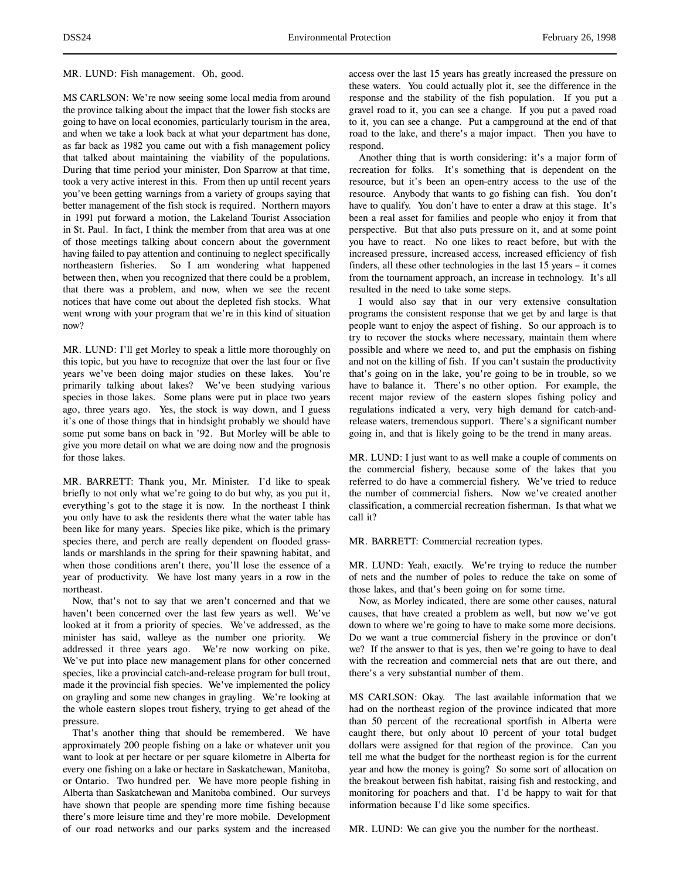MR. LUND: Fish management. Oh, good.

MS CARLSON: We're now seeing some local media from around the province talking about the impact that the lower fish stocks are going to have on local economies, particularly tourism in the area, and when we take a look back at what your department has done, as far back as 1982 you came out with a fish management policy that talked about maintaining the viability of the populations. During that time period your minister, Don Sparrow at that time, took a very active interest in this. From then up until recent years you've been getting warnings from a variety of groups saying that better management of the fish stock is required. Northern mayors in 1991 put forward a motion, the Lakeland Tourist Association in St. Paul. In fact, I think the member from that area was at one of those meetings talking about concern about the government having failed to pay attention and continuing to neglect specifically northeastern fisheries. So I am wondering what happened between then, when you recognized that there could be a problem, that there was a problem, and now, when we see the recent notices that have come out about the depleted fish stocks. What went wrong with your program that we're in this kind of situation now?

MR. LUND: I'll get Morley to speak a little more thoroughly on this topic, but you have to recognize that over the last four or five years we've been doing major studies on these lakes. You're primarily talking about lakes? We've been studying various species in those lakes. Some plans were put in place two years ago, three years ago. Yes, the stock is way down, and I guess it's one of those things that in hindsight probably we should have some put some bans on back in '92. But Morley will be able to give you more detail on what we are doing now and the prognosis for those lakes.

MR. BARRETT: Thank you, Mr. Minister. I'd like to speak briefly to not only what we're going to do but why, as you put it, everything's got to the stage it is now. In the northeast I think you only have to ask the residents there what the water table has been like for many years. Species like pike, which is the primary species there, and perch are really dependent on flooded grasslands or marshlands in the spring for their spawning habitat, and when those conditions aren't there, you'll lose the essence of a year of productivity. We have lost many years in a row in the northeast.

Now, that's not to say that we aren't concerned and that we haven't been concerned over the last few years as well. We've looked at it from a priority of species. We've addressed, as the minister has said, walleye as the number one priority. We addressed it three years ago. We're now working on pike. We've put into place new management plans for other concerned species, like a provincial catch-and-release program for bull trout, made it the provincial fish species. We've implemented the policy on grayling and some new changes in grayling. We're looking at the whole eastern slopes trout fishery, trying to get ahead of the pressure.

That's another thing that should be remembered. We have approximately 200 people fishing on a lake or whatever unit you want to look at per hectare or per square kilometre in Alberta for every one fishing on a lake or hectare in Saskatchewan, Manitoba, or Ontario. Two hundred per. We have more people fishing in Alberta than Saskatchewan and Manitoba combined. Our surveys have shown that people are spending more time fishing because there's more leisure time and they're more mobile. Development of our road networks and our parks system and the increased access over the last 15 years has greatly increased the pressure on these waters. You could actually plot it, see the difference in the response and the stability of the fish population. If you put a gravel road to it, you can see a change. If you put a paved road to it, you can see a change. Put a campground at the end of that road to the lake, and there's a major impact. Then you have to respond.

Another thing that is worth considering: it's a major form of recreation for folks. It's something that is dependent on the resource, but it's been an open-entry access to the use of the resource. Anybody that wants to go fishing can fish. You don't have to qualify. You don't have to enter a draw at this stage. It's been a real asset for families and people who enjoy it from that perspective. But that also puts pressure on it, and at some point you have to react. No one likes to react before, but with the increased pressure, increased access, increased efficiency of fish finders, all these other technologies in the last 15 years – it comes from the tournament approach, an increase in technology. It's all resulted in the need to take some steps.

I would also say that in our very extensive consultation programs the consistent response that we get by and large is that people want to enjoy the aspect of fishing. So our approach is to try to recover the stocks where necessary, maintain them where possible and where we need to, and put the emphasis on fishing and not on the killing of fish. If you can't sustain the productivity that's going on in the lake, you're going to be in trouble, so we have to balance it. There's no other option. For example, the recent major review of the eastern slopes fishing policy and regulations indicated a very, very high demand for catch-and-release waters, tremendous support. There's a significant number going in, and that is likely going to be the trend in many areas.

MR. LUND: I just want to as well make a couple of comments on the commercial fishery, because some of the lakes that you referred to do have a commercial fishery. We've tried to reduce the number of commercial fishers. Now we've created another classification, a commercial recreation fisherman. Is that what we call it?

MR. BARRETT: Commercial recreation types.

MR. LUND: Yeah, exactly. We're trying to reduce the number of nets and the number of poles to reduce the take on some of those lakes, and that's been going on for some time.

Now, as Morley indicated, there are some other causes, natural causes, that have created a problem as well, but now we've got down to where we're going to have to make some more decisions. Do we want a true commercial fishery in the province or don't we? If the answer to that is yes, then we're going to have to deal with the recreation and commercial nets that are out there, and there's a very substantial number of them.

MS CARLSON: Okay. The last available information that we had on the northeast region of the province indicated that more than 50 percent of the recreational sportfish in Alberta were caught there, but only about 10 percent of your total budget dollars were assigned for that region of the province. Can you tell me what the budget for the northeast region is for the current year and how the money is going? So some sort of allocation on the breakout between fish habitat, raising fish and restocking, and monitoring for poachers and that. I'd be happy to wait for that information because I'd like some specifics.

MR. LUND: We can give you the number for the northeast.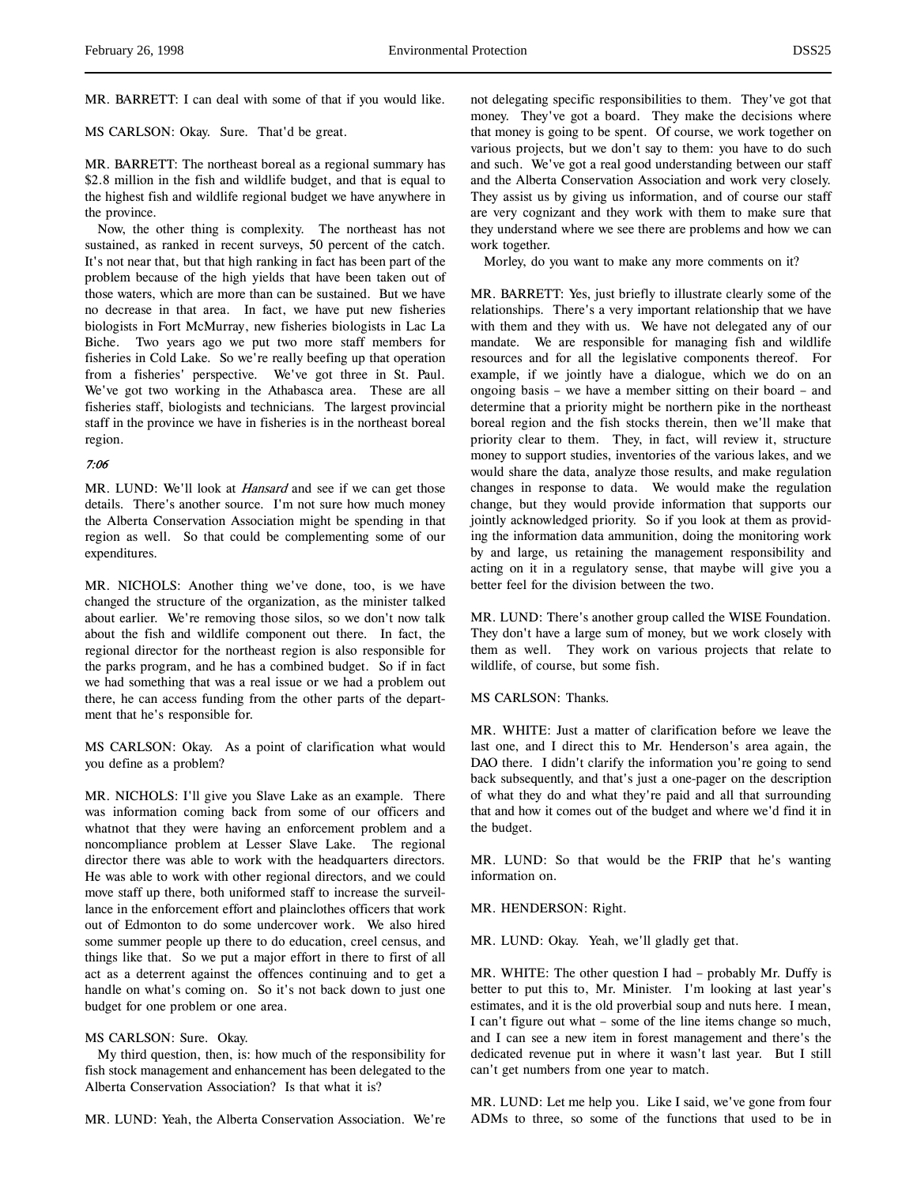MR. BARRETT: I can deal with some of that if you would like.

MS CARLSON: Okay. Sure. That'd be great.

MR. BARRETT: The northeast boreal as a regional summary has $2.8 million in the fish and wildlife budget, and that is equal to the highest fish and wildlife regional budget we have anywhere in the province.

Now, the other thing is complexity. The northeast has not sustained, as ranked in recent surveys, 50 percent of the catch. It's not near that, but that high ranking in fact has been part of the problem because of the high yields that have been taken out of those waters, which are more than can be sustained. But we have no decrease in that area. In fact, we have put new fisheries biologists in Fort McMurray, new fisheries biologists in Lac La Biche. Two years ago we put two more staff members for fisheries in Cold Lake. So we're really beefing up that operation from a fisheries' perspective. We've got three in St. Paul. We've got two working in the Athabasca area. These are all fisheries staff, biologists and technicians. The largest provincial staff in the province we have in fisheries is in the northeast boreal region.

*7:06*

MR. LUND: We'll look at *Hansard* and see if we can get those details. There's another source. I'm not sure how much money the Alberta Conservation Association might be spending in that region as well. So that could be complementing some of our expenditures.

MR. NICHOLS: Another thing we've done, too, is we have changed the structure of the organization, as the minister talked about earlier. We're removing those silos, so we don't now talk about the fish and wildlife component out there. In fact, the regional director for the northeast region is also responsible for the parks program, and he has a combined budget. So if in fact we had something that was a real issue or we had a problem out there, he can access funding from the other parts of the department that he's responsible for.

MS CARLSON: Okay. As a point of clarification what would you define as a problem?

MR. NICHOLS: I'll give you Slave Lake as an example. There was information coming back from some of our officers and whatnot that they were having an enforcement problem and a noncompliance problem at Lesser Slave Lake. The regional director there was able to work with the headquarters directors. He was able to work with other regional directors, and we could move staff up there, both uniformed staff to increase the surveillance in the enforcement effort and plainclothes officers that work out of Edmonton to do some undercover work. We also hired some summer people up there to do education, creel census, and things like that. So we put a major effort in there to first of all act as a deterrent against the offences continuing and to get a handle on what's coming on. So it's not back down to just one budget for one problem or one area.

MS CARLSON: Sure. Okay.

My third question, then, is: how much of the responsibility for fish stock management and enhancement has been delegated to the Alberta Conservation Association? Is that what it is?

MR. LUND: Yeah, the Alberta Conservation Association. We're not delegating specific responsibilities to them. They've got that money. They've got a board. They make the decisions where that money is going to be spent. Of course, we work together on various projects, but we don't say to them: you have to do such and such. We've got a real good understanding between our staff and the Alberta Conservation Association and work very closely. They assist us by giving us information, and of course our staff are very cognizant and they work with them to make sure that they understand where we see there are problems and how we can work together.

Morley, do you want to make any more comments on it?

MR. BARRETT: Yes, just briefly to illustrate clearly some of the relationships. There's a very important relationship that we have with them and they with us. We have not delegated any of our mandate. We are responsible for managing fish and wildlife resources and for all the legislative components thereof. For example, if we jointly have a dialogue, which we do on an ongoing basis – we have a member sitting on their board – and determine that a priority might be northern pike in the northeast boreal region and the fish stocks therein, then we'll make that priority clear to them. They, in fact, will review it, structure money to support studies, inventories of the various lakes, and we would share the data, analyze those results, and make regulation changes in response to data. We would make the regulation change, but they would provide information that supports our jointly acknowledged priority. So if you look at them as providing the information data ammunition, doing the monitoring work by and large, us retaining the management responsibility and acting on it in a regulatory sense, that maybe will give you a better feel for the division between the two.

MR. LUND: There's another group called the WISE Foundation. They don't have a large sum of money, but we work closely with them as well. They work on various projects that relate to wildlife, of course, but some fish.

MS CARLSON: Thanks.

MR. WHITE: Just a matter of clarification before we leave the last one, and I direct this to Mr. Henderson's area again, the DAO there. I didn't clarify the information you're going to send back subsequently, and that's just a one-pager on the description of what they do and what they're paid and all that surrounding that and how it comes out of the budget and where we'd find it in the budget.

MR. LUND: So that would be the FRIP that he's wanting information on.

MR. HENDERSON: Right.

MR. LUND: Okay. Yeah, we'll gladly get that.

MR. WHITE: The other question I had – probably Mr. Duffy is better to put this to, Mr. Minister. I'm looking at last year's estimates, and it is the old proverbial soup and nuts here. I mean, I can't figure out what – some of the line items change so much, and I can see a new item in forest management and there's the dedicated revenue put in where it wasn't last year. But I still can't get numbers from one year to match.

MR. LUND: Let me help you. Like I said, we've gone from four ADMs to three, so some of the functions that used to be in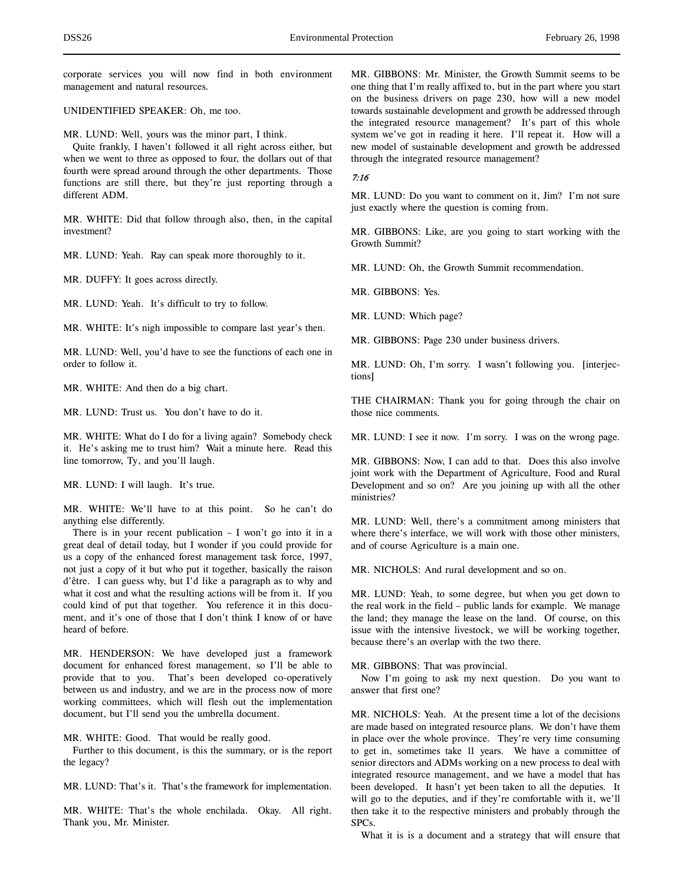corporate services you will now find in both environment management and natural resources.

UNIDENTIFIED SPEAKER: Oh, me too.

MR. LUND: Well, yours was the minor part, I think.

Quite frankly, I haven't followed it all right across either, but when we went to three as opposed to four, the dollars out of that fourth were spread around through the other departments. Those functions are still there, but they're just reporting through a different ADM.

MR. WHITE: Did that follow through also, then, in the capital investment?

MR. LUND: Yeah. Ray can speak more thoroughly to it.

MR. DUFFY: It goes across directly.

MR. LUND: Yeah. It's difficult to try to follow.

MR. WHITE: It's nigh impossible to compare last year's then.

MR. LUND: Well, you'd have to see the functions of each one in order to follow it.

MR. WHITE: And then do a big chart.

MR. LUND: Trust us. You don't have to do it.

MR. WHITE: What do I do for a living again? Somebody check it. He's asking me to trust him? Wait a minute here. Read this line tomorrow, Ty, and you'll laugh.

MR. LUND: I will laugh. It's true.

MR. WHITE: We'll have to at this point. So he can't do anything else differently.

There is in your recent publication – I won't go into it in a great deal of detail today, but I wonder if you could provide for us a copy of the enhanced forest management task force, 1997, not just a copy of it but who put it together, basically the raison d'être. I can guess why, but I'd like a paragraph as to why and what it cost and what the resulting actions will be from it. If you could kind of put that together. You reference it in this document, and it's one of those that I don't think I know of or have heard of before.

MR. HENDERSON: We have developed just a framework document for enhanced forest management, so I'll be able to provide that to you. That's been developed co-operatively between us and industry, and we are in the process now of more working committees, which will flesh out the implementation document, but I'll send you the umbrella document.

MR. WHITE: Good. That would be really good.

Further to this document, is this the summary, or is the report the legacy?

MR. LUND: That's it. That's the framework for implementation.

MR. WHITE: That's the whole enchilada. Okay. All right. Thank you, Mr. Minister.

MR. GIBBONS: Mr. Minister, the Growth Summit seems to be one thing that I'm really affixed to, but in the part where you start on the business drivers on page 230, how will a new model towards sustainable development and growth be addressed through the integrated resource management? It's part of this whole system we've got in reading it here. I'll repeat it. How will a new model of sustainable development and growth be addressed through the integrated resource management?

*7:16*

MR. LUND: Do you want to comment on it, Jim? I'm not sure just exactly where the question is coming from.

MR. GIBBONS: Like, are you going to start working with the Growth Summit?

MR. LUND: Oh, the Growth Summit recommendation.

MR. GIBBONS: Yes.

MR. LUND: Which page?

MR. GIBBONS: Page 230 under business drivers.

MR. LUND: Oh, I'm sorry. I wasn't following you. [interjections]

THE CHAIRMAN: Thank you for going through the chair on those nice comments.

MR. LUND: I see it now. I'm sorry. I was on the wrong page.

MR. GIBBONS: Now, I can add to that. Does this also involve joint work with the Department of Agriculture, Food and Rural Development and so on? Are you joining up with all the other ministries?

MR. LUND: Well, there's a commitment among ministers that where there's interface, we will work with those other ministers, and of course Agriculture is a main one.

MR. NICHOLS: And rural development and so on.

MR. LUND: Yeah, to some degree, but when you get down to the real work in the field – public lands for example. We manage the land; they manage the lease on the land. Of course, on this issue with the intensive livestock, we will be working together, because there's an overlap with the two there.

MR. GIBBONS: That was provincial.

Now I'm going to ask my next question. Do you want to answer that first one?

MR. NICHOLS: Yeah. At the present time a lot of the decisions are made based on integrated resource plans. We don't have them in place over the whole province. They're very time consuming to get in, sometimes take 11 years. We have a committee of senior directors and ADMs working on a new process to deal with integrated resource management, and we have a model that has been developed. It hasn't yet been taken to all the deputies. It will go to the deputies, and if they're comfortable with it, we'll then take it to the respective ministers and probably through the SPCs.

What it is is a document and a strategy that will ensure that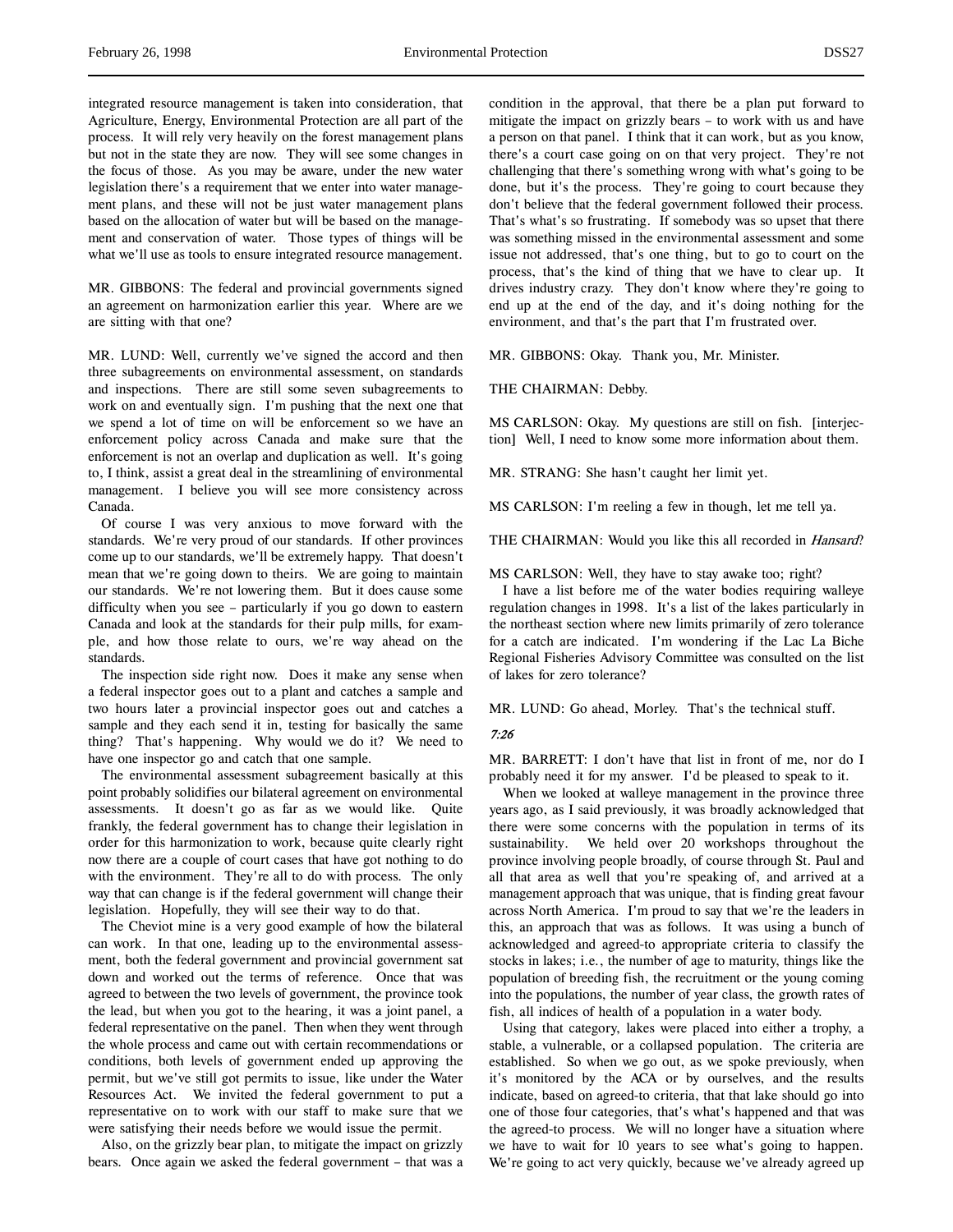integrated resource management is taken into consideration, that Agriculture, Energy, Environmental Protection are all part of the process. It will rely very heavily on the forest management plans but not in the state they are now. They will see some changes in the focus of those. As you may be aware, under the new water legislation there's a requirement that we enter into water management plans, and these will not be just water management plans based on the allocation of water but will be based on the management and conservation of water. Those types of things will be what we'll use as tools to ensure integrated resource management.

MR. GIBBONS: The federal and provincial governments signed an agreement on harmonization earlier this year. Where are we are sitting with that one?

MR. LUND: Well, currently we've signed the accord and then three subagreements on environmental assessment, on standards and inspections. There are still some seven subagreements to work on and eventually sign. I'm pushing that the next one that we spend a lot of time on will be enforcement so we have an enforcement policy across Canada and make sure that the enforcement is not an overlap and duplication as well. It's going to, I think, assist a great deal in the streamlining of environmental management. I believe you will see more consistency across Canada.

Of course I was very anxious to move forward with the standards. We're very proud of our standards. If other provinces come up to our standards, we'll be extremely happy. That doesn't mean that we're going down to theirs. We are going to maintain our standards. We're not lowering them. But it does cause some difficulty when you see – particularly if you go down to eastern Canada and look at the standards for their pulp mills, for example, and how those relate to ours, we're way ahead on the standards.

The inspection side right now. Does it make any sense when a federal inspector goes out to a plant and catches a sample and two hours later a provincial inspector goes out and catches a sample and they each send it in, testing for basically the same thing? That's happening. Why would we do it? We need to have one inspector go and catch that one sample.

The environmental assessment subagreement basically at this point probably solidifies our bilateral agreement on environmental assessments. It doesn't go as far as we would like. Quite frankly, the federal government has to change their legislation in order for this harmonization to work, because quite clearly right now there are a couple of court cases that have got nothing to do with the environment. They're all to do with process. The only way that can change is if the federal government will change their legislation. Hopefully, they will see their way to do that.

The Cheviot mine is a very good example of how the bilateral can work. In that one, leading up to the environmental assessment, both the federal government and provincial government sat down and worked out the terms of reference. Once that was agreed to between the two levels of government, the province took the lead, but when you got to the hearing, it was a joint panel, a federal representative on the panel. Then when they went through the whole process and came out with certain recommendations or conditions, both levels of government ended up approving the permit, but we've still got permits to issue, like under the Water Resources Act. We invited the federal government to put a representative on to work with our staff to make sure that we were satisfying their needs before we would issue the permit.

Also, on the grizzly bear plan, to mitigate the impact on grizzly bears. Once again we asked the federal government – that was a condition in the approval, that there be a plan put forward to mitigate the impact on grizzly bears – to work with us and have a person on that panel. I think that it can work, but as you know, there's a court case going on on that very project. They're not challenging that there's something wrong with what's going to be done, but it's the process. They're going to court because they don't believe that the federal government followed their process. That's what's so frustrating. If somebody was so upset that there was something missed in the environmental assessment and some issue not addressed, that's one thing, but to go to court on the process, that's the kind of thing that we have to clear up. It drives industry crazy. They don't know where they're going to end up at the end of the day, and it's doing nothing for the environment, and that's the part that I'm frustrated over.

MR. GIBBONS: Okay. Thank you, Mr. Minister.

THE CHAIRMAN: Debby.

MS CARLSON: Okay. My questions are still on fish. [interjection] Well, I need to know some more information about them.

MR. STRANG: She hasn't caught her limit yet.

MS CARLSON: I'm reeling a few in though, let me tell ya.

THE CHAIRMAN: Would you like this all recorded in *Hansard*?

MS CARLSON: Well, they have to stay awake too; right?

I have a list before me of the water bodies requiring walleye regulation changes in 1998. It's a list of the lakes particularly in the northeast section where new limits primarily of zero tolerance for a catch are indicated. I'm wondering if the Lac La Biche Regional Fisheries Advisory Committee was consulted on the list of lakes for zero tolerance?

MR. LUND: Go ahead, Morley. That's the technical stuff.

*7:26*

MR. BARRETT: I don't have that list in front of me, nor do I probably need it for my answer. I'd be pleased to speak to it.

When we looked at walleye management in the province three years ago, as I said previously, it was broadly acknowledged that there were some concerns with the population in terms of its sustainability. We held over 20 workshops throughout the province involving people broadly, of course through St. Paul and all that area as well that you're speaking of, and arrived at a management approach that was unique, that is finding great favour across North America. I'm proud to say that we're the leaders in this, an approach that was as follows. It was using a bunch of acknowledged and agreed-to appropriate criteria to classify the stocks in lakes; i.e., the number of age to maturity, things like the population of breeding fish, the recruitment or the young coming into the populations, the number of year class, the growth rates of fish, all indices of health of a population in a water body.

Using that category, lakes were placed into either a trophy, a stable, a vulnerable, or a collapsed population. The criteria are established. So when we go out, as we spoke previously, when it's monitored by the ACA or by ourselves, and the results indicate, based on agreed-to criteria, that that lake should go into one of those four categories, that's what's happened and that was the agreed-to process. We will no longer have a situation where we have to wait for 10 years to see what's going to happen. We're going to act very quickly, because we've already agreed up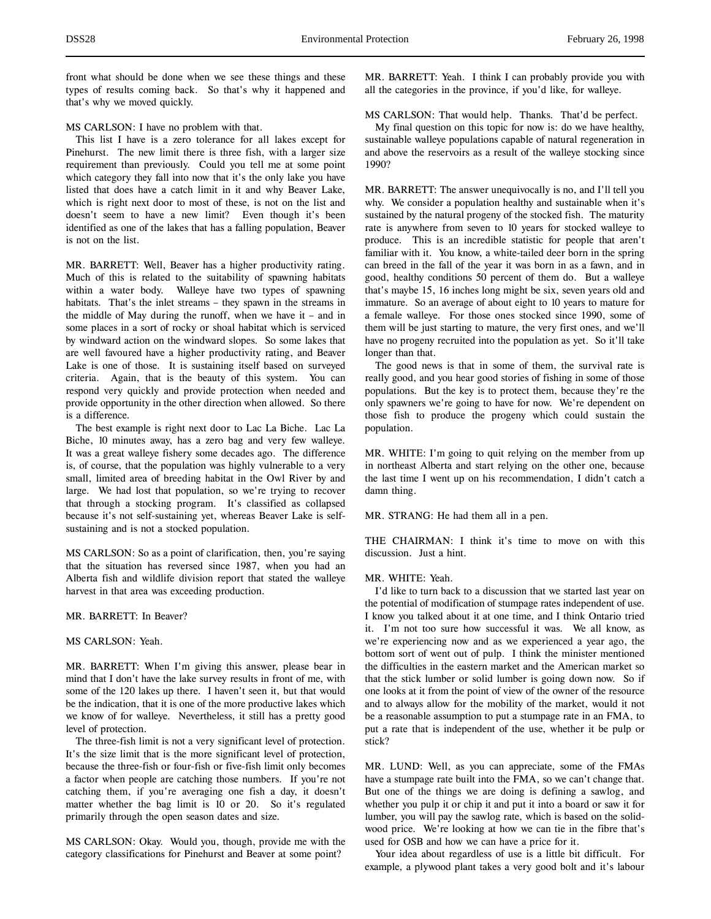front what should be done when we see these things and these types of results coming back. So that's why it happened and that's why we moved quickly.

MS CARLSON: I have no problem with that.

This list I have is a zero tolerance for all lakes except for Pinehurst. The new limit there is three fish, with a larger size requirement than previously. Could you tell me at some point which category they fall into now that it's the only lake you have listed that does have a catch limit in it and why Beaver Lake, which is right next door to most of these, is not on the list and doesn't seem to have a new limit? Even though it's been identified as one of the lakes that has a falling population, Beaver is not on the list.

MR. BARRETT: Well, Beaver has a higher productivity rating. Much of this is related to the suitability of spawning habitats within a water body. Walleye have two types of spawning habitats. That's the inlet streams – they spawn in the streams in the middle of May during the runoff, when we have it – and in some places in a sort of rocky or shoal habitat which is serviced by windward action on the windward slopes. So some lakes that are well favoured have a higher productivity rating, and Beaver Lake is one of those. It is sustaining itself based on surveyed criteria. Again, that is the beauty of this system. You can respond very quickly and provide protection when needed and provide opportunity in the other direction when allowed. So there is a difference.

The best example is right next door to Lac La Biche. Lac La Biche, 10 minutes away, has a zero bag and very few walleye. It was a great walleye fishery some decades ago. The difference is, of course, that the population was highly vulnerable to a very small, limited area of breeding habitat in the Owl River by and large. We had lost that population, so we're trying to recover that through a stocking program. It's classified as collapsed because it's not self-sustaining yet, whereas Beaver Lake is self-sustaining and is not a stocked population.

MS CARLSON: So as a point of clarification, then, you're saying that the situation has reversed since 1987, when you had an Alberta fish and wildlife division report that stated the walleye harvest in that area was exceeding production.

MR. BARRETT: In Beaver?

MS CARLSON: Yeah.

MR. BARRETT: When I'm giving this answer, please bear in mind that I don't have the lake survey results in front of me, with some of the 120 lakes up there. I haven't seen it, but that would be the indication, that it is one of the more productive lakes which we know of for walleye. Nevertheless, it still has a pretty good level of protection.

The three-fish limit is not a very significant level of protection. It's the size limit that is the more significant level of protection, because the three-fish or four-fish or five-fish limit only becomes a factor when people are catching those numbers. If you're not catching them, if you're averaging one fish a day, it doesn't matter whether the bag limit is 10 or 20. So it's regulated primarily through the open season dates and size.

MS CARLSON: Okay. Would you, though, provide me with the category classifications for Pinehurst and Beaver at some point?

MR. BARRETT: Yeah. I think I can probably provide you with all the categories in the province, if you'd like, for walleye.

MS CARLSON: That would help. Thanks. That'd be perfect.

My final question on this topic for now is: do we have healthy, sustainable walleye populations capable of natural regeneration in and above the reservoirs as a result of the walleye stocking since 1990?

MR. BARRETT: The answer unequivocally is no, and I'll tell you why. We consider a population healthy and sustainable when it's sustained by the natural progeny of the stocked fish. The maturity rate is anywhere from seven to 10 years for stocked walleye to produce. This is an incredible statistic for people that aren't familiar with it. You know, a white-tailed deer born in the spring can breed in the fall of the year it was born in as a fawn, and in good, healthy conditions 50 percent of them do. But a walleye that's maybe 15, 16 inches long might be six, seven years old and immature. So an average of about eight to 10 years to mature for a female walleye. For those ones stocked since 1990, some of them will be just starting to mature, the very first ones, and we'll have no progeny recruited into the population as yet. So it'll take longer than that.

The good news is that in some of them, the survival rate is really good, and you hear good stories of fishing in some of those populations. But the key is to protect them, because they're the only spawners we're going to have for now. We're dependent on those fish to produce the progeny which could sustain the population.

MR. WHITE: I'm going to quit relying on the member from up in northeast Alberta and start relying on the other one, because the last time I went up on his recommendation, I didn't catch a damn thing.

MR. STRANG: He had them all in a pen.

THE CHAIRMAN: I think it's time to move on with this discussion. Just a hint.

MR. WHITE: Yeah.

I'd like to turn back to a discussion that we started last year on the potential of modification of stumpage rates independent of use. I know you talked about it at one time, and I think Ontario tried it. I'm not too sure how successful it was. We all know, as we're experiencing now and as we experienced a year ago, the bottom sort of went out of pulp. I think the minister mentioned the difficulties in the eastern market and the American market so that the stick lumber or solid lumber is going down now. So if one looks at it from the point of view of the owner of the resource and to always allow for the mobility of the market, would it not be a reasonable assumption to put a stumpage rate in an FMA, to put a rate that is independent of the use, whether it be pulp or stick?

MR. LUND: Well, as you can appreciate, some of the FMAs have a stumpage rate built into the FMA, so we can't change that. But one of the things we are doing is defining a sawlog, and whether you pulp it or chip it and put it into a board or saw it for lumber, you will pay the sawlog rate, which is based on the solid-wood price. We're looking at how we can tie in the fibre that's used for OSB and how we can have a price for it.

Your idea about regardless of use is a little bit difficult. For example, a plywood plant takes a very good bolt and it's labour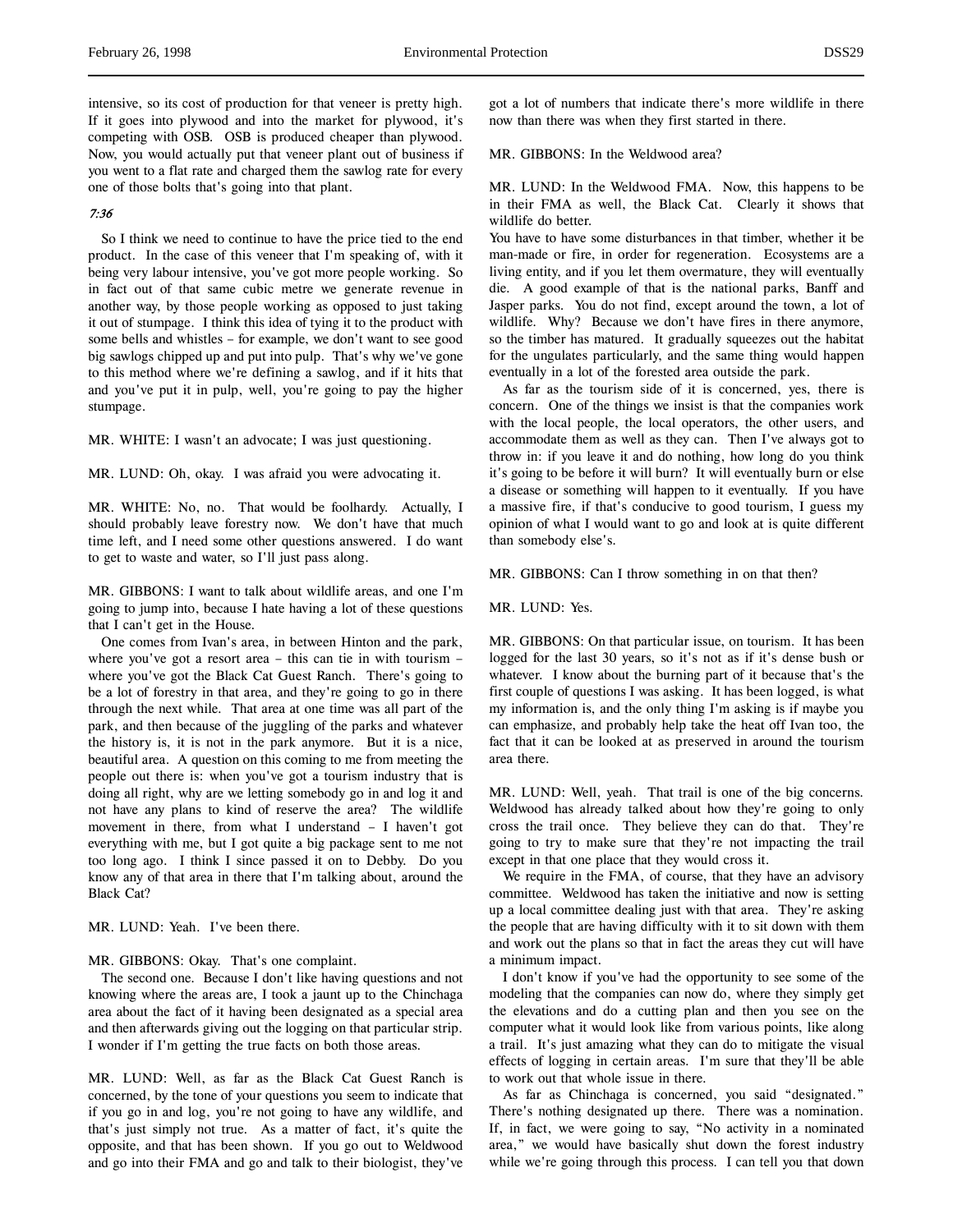intensive, so its cost of production for that veneer is pretty high. If it goes into plywood and into the market for plywood, it's competing with OSB. OSB is produced cheaper than plywood. Now, you would actually put that veneer plant out of business if you went to a flat rate and charged them the sawlog rate for every one of those bolts that's going into that plant.

*7:36*

So I think we need to continue to have the price tied to the end product. In the case of this veneer that I'm speaking of, with it being very labour intensive, you've got more people working. So in fact out of that same cubic metre we generate revenue in another way, by those people working as opposed to just taking it out of stumpage. I think this idea of tying it to the product with some bells and whistles – for example, we don't want to see good big sawlogs chipped up and put into pulp. That's why we've gone to this method where we're defining a sawlog, and if it hits that and you've put it in pulp, well, you're going to pay the higher stumpage.

MR. WHITE: I wasn't an advocate; I was just questioning.

MR. LUND: Oh, okay. I was afraid you were advocating it.

MR. WHITE: No, no. That would be foolhardy. Actually, I should probably leave forestry now. We don't have that much time left, and I need some other questions answered. I do want to get to waste and water, so I'll just pass along.

MR. GIBBONS: I want to talk about wildlife areas, and one I'm going to jump into, because I hate having a lot of these questions that I can't get in the House.

One comes from Ivan's area, in between Hinton and the park, where you've got a resort area – this can tie in with tourism – where you've got the Black Cat Guest Ranch. There's going to be a lot of forestry in that area, and they're going to go in there through the next while. That area at one time was all part of the park, and then because of the juggling of the parks and whatever the history is, it is not in the park anymore. But it is a nice, beautiful area. A question on this coming to me from meeting the people out there is: when you've got a tourism industry that is doing all right, why are we letting somebody go in and log it and not have any plans to kind of reserve the area? The wildlife movement in there, from what I understand – I haven't got everything with me, but I got quite a big package sent to me not too long ago. I think I since passed it on to Debby. Do you know any of that area in there that I'm talking about, around the Black Cat?

MR. LUND: Yeah. I've been there.

MR. GIBBONS: Okay. That's one complaint.

The second one. Because I don't like having questions and not knowing where the areas are, I took a jaunt up to the Chinchaga area about the fact of it having been designated as a special area and then afterwards giving out the logging on that particular strip. I wonder if I'm getting the true facts on both those areas.

MR. LUND: Well, as far as the Black Cat Guest Ranch is concerned, by the tone of your questions you seem to indicate that if you go in and log, you're not going to have any wildlife, and that's just simply not true. As a matter of fact, it's quite the opposite, and that has been shown. If you go out to Weldwood and go into their FMA and go and talk to their biologist, they've got a lot of numbers that indicate there's more wildlife in there now than there was when they first started in there.

MR. GIBBONS: In the Weldwood area?

MR. LUND: In the Weldwood FMA. Now, this happens to be in their FMA as well, the Black Cat. Clearly it shows that wildlife do better.

You have to have some disturbances in that timber, whether it be man-made or fire, in order for regeneration. Ecosystems are a living entity, and if you let them overmature, they will eventually die. A good example of that is the national parks, Banff and Jasper parks. You do not find, except around the town, a lot of wildlife. Why? Because we don't have fires in there anymore, so the timber has matured. It gradually squeezes out the habitat for the ungulates particularly, and the same thing would happen eventually in a lot of the forested area outside the park.

As far as the tourism side of it is concerned, yes, there is concern. One of the things we insist is that the companies work with the local people, the local operators, the other users, and accommodate them as well as they can. Then I've always got to throw in: if you leave it and do nothing, how long do you think it's going to be before it will burn? It will eventually burn or else a disease or something will happen to it eventually. If you have a massive fire, if that's conducive to good tourism, I guess my opinion of what I would want to go and look at is quite different than somebody else's.

MR. GIBBONS: Can I throw something in on that then?

MR. LUND: Yes.

MR. GIBBONS: On that particular issue, on tourism. It has been logged for the last 30 years, so it's not as if it's dense bush or whatever. I know about the burning part of it because that's the first couple of questions I was asking. It has been logged, is what my information is, and the only thing I'm asking is if maybe you can emphasize, and probably help take the heat off Ivan too, the fact that it can be looked at as preserved in around the tourism area there.

MR. LUND: Well, yeah. That trail is one of the big concerns. Weldwood has already talked about how they're going to only cross the trail once. They believe they can do that. They're going to try to make sure that they're not impacting the trail except in that one place that they would cross it.

We require in the FMA, of course, that they have an advisory committee. Weldwood has taken the initiative and now is setting up a local committee dealing just with that area. They're asking the people that are having difficulty with it to sit down with them and work out the plans so that in fact the areas they cut will have a minimum impact.

I don't know if you've had the opportunity to see some of the modeling that the companies can now do, where they simply get the elevations and do a cutting plan and then you see on the computer what it would look like from various points, like along a trail. It's just amazing what they can do to mitigate the visual effects of logging in certain areas. I'm sure that they'll be able to work out that whole issue in there.

As far as Chinchaga is concerned, you said "designated." There's nothing designated up there. There was a nomination. If, in fact, we were going to say, "No activity in a nominated area," we would have basically shut down the forest industry while we're going through this process. I can tell you that down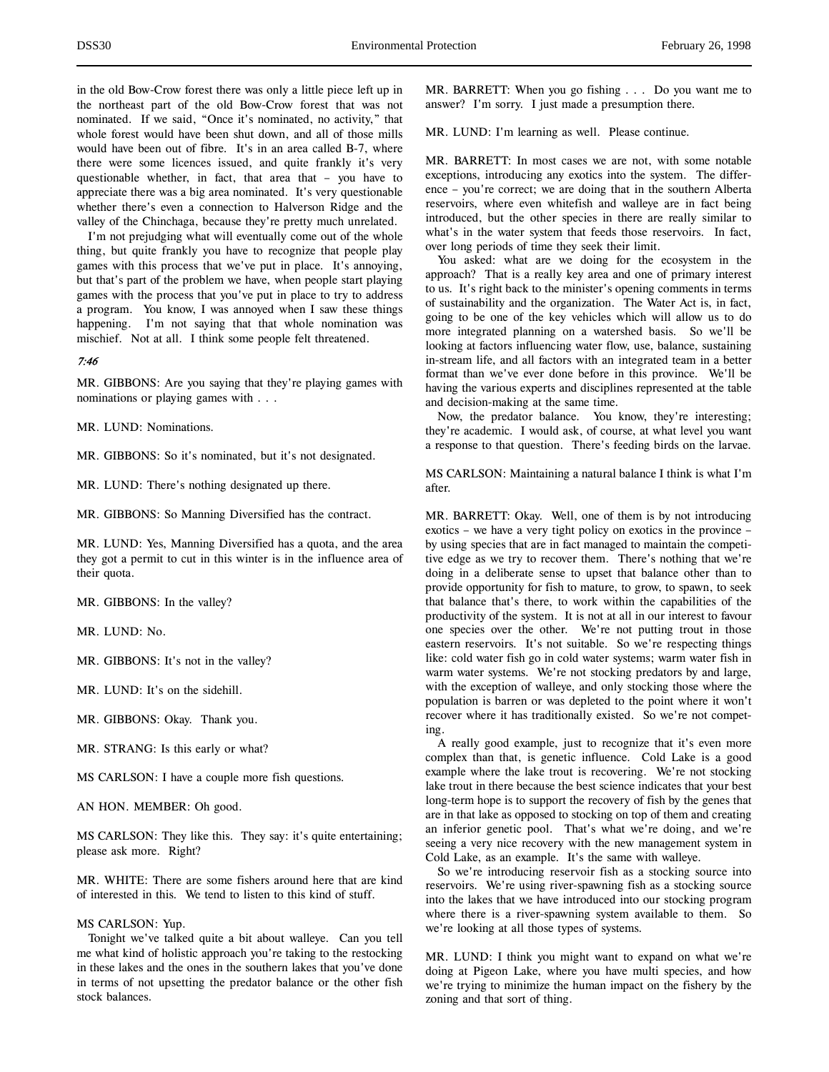in the old Bow-Crow forest there was only a little piece left up in the northeast part of the old Bow-Crow forest that was not nominated. If we said, "Once it's nominated, no activity," that whole forest would have been shut down, and all of those mills would have been out of fibre. It's in an area called B-7, where there were some licences issued, and quite frankly it's very questionable whether, in fact, that area that – you have to appreciate there was a big area nominated. It's very questionable whether there's even a connection to Halverson Ridge and the valley of the Chinchaga, because they're pretty much unrelated.

I'm not prejudging what will eventually come out of the whole thing, but quite frankly you have to recognize that people play games with this process that we've put in place. It's annoying, but that's part of the problem we have, when people start playing games with the process that you've put in place to try to address a program. You know, I was annoyed when I saw these things happening. I'm not saying that that whole nomination was mischief. Not at all. I think some people felt threatened.

*7:46*

MR. GIBBONS: Are you saying that they're playing games with nominations or playing games with . . .

MR. LUND: Nominations.

MR. GIBBONS: So it's nominated, but it's not designated.

MR. LUND: There's nothing designated up there.

MR. GIBBONS: So Manning Diversified has the contract.

MR. LUND: Yes, Manning Diversified has a quota, and the area they got a permit to cut in this winter is in the influence area of their quota.

MR. GIBBONS: In the valley?

MR. LUND: No.

MR. GIBBONS: It's not in the valley?

MR. LUND: It's on the sidehill.

MR. GIBBONS: Okay. Thank you.

MR. STRANG: Is this early or what?

MS CARLSON: I have a couple more fish questions.

AN HON. MEMBER: Oh good.

MS CARLSON: They like this. They say: it's quite entertaining; please ask more. Right?

MR. WHITE: There are some fishers around here that are kind of interested in this. We tend to listen to this kind of stuff.

MS CARLSON: Yup.

Tonight we've talked quite a bit about walleye. Can you tell me what kind of holistic approach you're taking to the restocking in these lakes and the ones in the southern lakes that you've done in terms of not upsetting the predator balance or the other fish stock balances.

MR. BARRETT: When you go fishing . . . Do you want me to answer? I'm sorry. I just made a presumption there.

MR. LUND: I'm learning as well. Please continue.

MR. BARRETT: In most cases we are not, with some notable exceptions, introducing any exotics into the system. The difference – you're correct; we are doing that in the southern Alberta reservoirs, where even whitefish and walleye are in fact being introduced, but the other species in there are really similar to what's in the water system that feeds those reservoirs. In fact, over long periods of time they seek their limit.

You asked: what are we doing for the ecosystem in the approach? That is a really key area and one of primary interest to us. It's right back to the minister's opening comments in terms of sustainability and the organization. The Water Act is, in fact, going to be one of the key vehicles which will allow us to do more integrated planning on a watershed basis. So we'll be looking at factors influencing water flow, use, balance, sustaining in-stream life, and all factors with an integrated team in a better format than we've ever done before in this province. We'll be having the various experts and disciplines represented at the table and decision-making at the same time.

Now, the predator balance. You know, they're interesting; they're academic. I would ask, of course, at what level you want a response to that question. There's feeding birds on the larvae.

MS CARLSON: Maintaining a natural balance I think is what I'm after.

MR. BARRETT: Okay. Well, one of them is by not introducing exotics – we have a very tight policy on exotics in the province – by using species that are in fact managed to maintain the competitive edge as we try to recover them. There's nothing that we're doing in a deliberate sense to upset that balance other than to provide opportunity for fish to mature, to grow, to spawn, to seek that balance that's there, to work within the capabilities of the productivity of the system. It is not at all in our interest to favour one species over the other. We're not putting trout in those eastern reservoirs. It's not suitable. So we're respecting things like: cold water fish go in cold water systems; warm water fish in warm water systems. We're not stocking predators by and large, with the exception of walleye, and only stocking those where the population is barren or was depleted to the point where it won't recover where it has traditionally existed. So we're not competing.

A really good example, just to recognize that it's even more complex than that, is genetic influence. Cold Lake is a good example where the lake trout is recovering. We're not stocking lake trout in there because the best science indicates that your best long-term hope is to support the recovery of fish by the genes that are in that lake as opposed to stocking on top of them and creating an inferior genetic pool. That's what we're doing, and we're seeing a very nice recovery with the new management system in Cold Lake, as an example. It's the same with walleye.

So we're introducing reservoir fish as a stocking source into reservoirs. We're using river-spawning fish as a stocking source into the lakes that we have introduced into our stocking program where there is a river-spawning system available to them. So we're looking at all those types of systems.

MR. LUND: I think you might want to expand on what we're doing at Pigeon Lake, where you have multi species, and how we're trying to minimize the human impact on the fishery by the zoning and that sort of thing.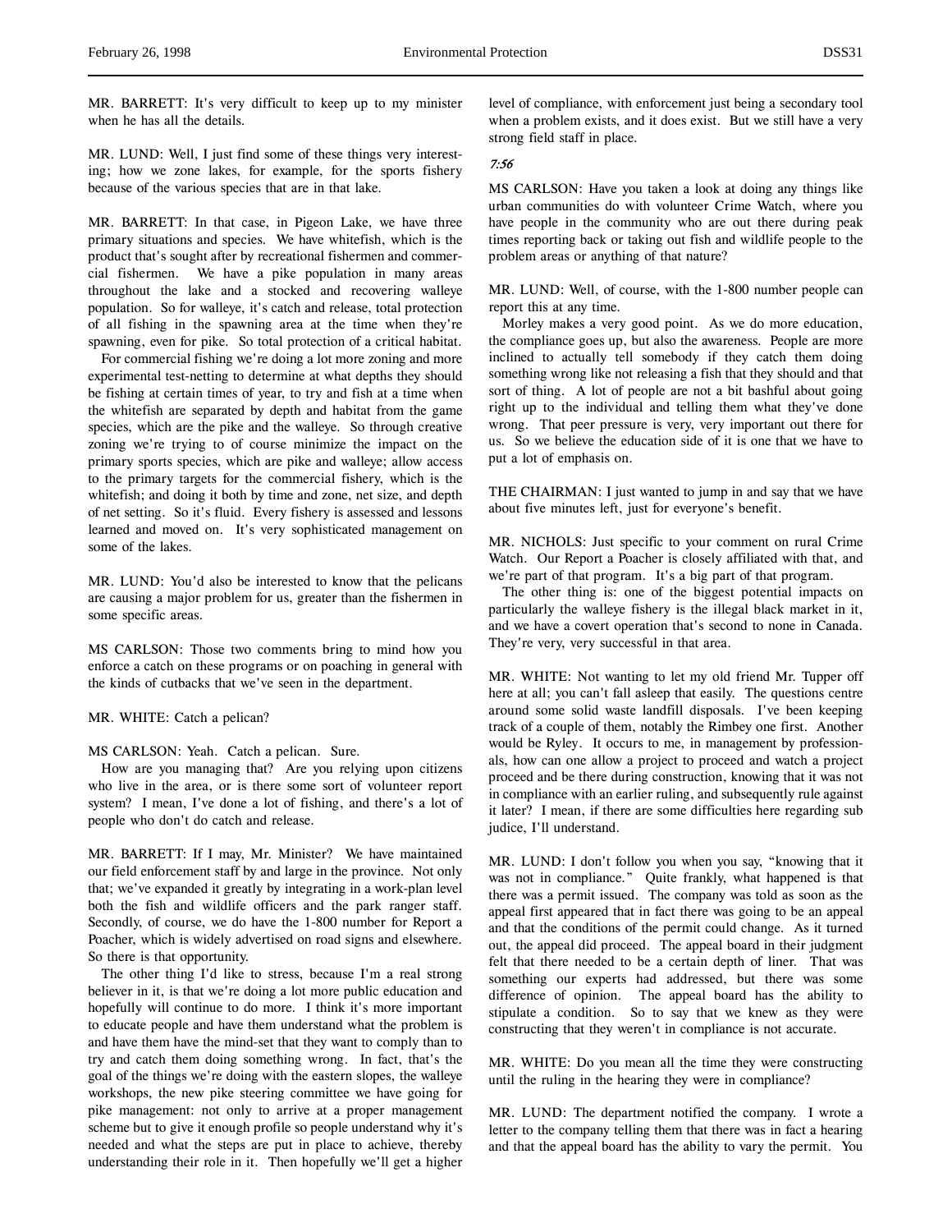MR. BARRETT: It's very difficult to keep up to my minister when he has all the details.

MR. LUND: Well, I just find some of these things very interesting; how we zone lakes, for example, for the sports fishery because of the various species that are in that lake.

MR. BARRETT: In that case, in Pigeon Lake, we have three primary situations and species. We have whitefish, which is the product that's sought after by recreational fishermen and commercial fishermen. We have a pike population in many areas throughout the lake and a stocked and recovering walleye population. So for walleye, it's catch and release, total protection of all fishing in the spawning area at the time when they're spawning, even for pike. So total protection of a critical habitat.

For commercial fishing we're doing a lot more zoning and more experimental test-netting to determine at what depths they should be fishing at certain times of year, to try and fish at a time when the whitefish are separated by depth and habitat from the game species, which are the pike and the walleye. So through creative zoning we're trying to of course minimize the impact on the primary sports species, which are pike and walleye; allow access to the primary targets for the commercial fishery, which is the whitefish; and doing it both by time and zone, net size, and depth of net setting. So it's fluid. Every fishery is assessed and lessons learned and moved on. It's very sophisticated management on some of the lakes.

MR. LUND: You'd also be interested to know that the pelicans are causing a major problem for us, greater than the fishermen in some specific areas.

MS CARLSON: Those two comments bring to mind how you enforce a catch on these programs or on poaching in general with the kinds of cutbacks that we've seen in the department.

MR. WHITE: Catch a pelican?

MS CARLSON: Yeah. Catch a pelican. Sure.

How are you managing that? Are you relying upon citizens who live in the area, or is there some sort of volunteer report system? I mean, I've done a lot of fishing, and there's a lot of people who don't do catch and release.

MR. BARRETT: If I may, Mr. Minister? We have maintained our field enforcement staff by and large in the province. Not only that; we've expanded it greatly by integrating in a work-plan level both the fish and wildlife officers and the park ranger staff. Secondly, of course, we do have the 1-800 number for Report a Poacher, which is widely advertised on road signs and elsewhere. So there is that opportunity.

The other thing I'd like to stress, because I'm a real strong believer in it, is that we're doing a lot more public education and hopefully will continue to do more. I think it's more important to educate people and have them understand what the problem is and have them have the mind-set that they want to comply than to try and catch them doing something wrong. In fact, that's the goal of the things we're doing with the eastern slopes, the walleye workshops, the new pike steering committee we have going for pike management: not only to arrive at a proper management scheme but to give it enough profile so people understand why it's needed and what the steps are put in place to achieve, thereby understanding their role in it. Then hopefully we'll get a higher level of compliance, with enforcement just being a secondary tool when a problem exists, and it does exist. But we still have a very strong field staff in place.

*7:56*

MS CARLSON: Have you taken a look at doing any things like urban communities do with volunteer Crime Watch, where you have people in the community who are out there during peak times reporting back or taking out fish and wildlife people to the problem areas or anything of that nature?

MR. LUND: Well, of course, with the 1-800 number people can report this at any time.

Morley makes a very good point. As we do more education, the compliance goes up, but also the awareness. People are more inclined to actually tell somebody if they catch them doing something wrong like not releasing a fish that they should and that sort of thing. A lot of people are not a bit bashful about going right up to the individual and telling them what they've done wrong. That peer pressure is very, very important out there for us. So we believe the education side of it is one that we have to put a lot of emphasis on.

THE CHAIRMAN: I just wanted to jump in and say that we have about five minutes left, just for everyone's benefit.

MR. NICHOLS: Just specific to your comment on rural Crime Watch. Our Report a Poacher is closely affiliated with that, and we're part of that program. It's a big part of that program.

The other thing is: one of the biggest potential impacts on particularly the walleye fishery is the illegal black market in it, and we have a covert operation that's second to none in Canada. They're very, very successful in that area.

MR. WHITE: Not wanting to let my old friend Mr. Tupper off here at all; you can't fall asleep that easily. The questions centre around some solid waste landfill disposals. I've been keeping track of a couple of them, notably the Rimbey one first. Another would be Ryley. It occurs to me, in management by professionals, how can one allow a project to proceed and watch a project proceed and be there during construction, knowing that it was not in compliance with an earlier ruling, and subsequently rule against it later? I mean, if there are some difficulties here regarding sub judice, I'll understand.

MR. LUND: I don't follow you when you say, "knowing that it was not in compliance." Quite frankly, what happened is that there was a permit issued. The company was told as soon as the appeal first appeared that in fact there was going to be an appeal and that the conditions of the permit could change. As it turned out, the appeal did proceed. The appeal board in their judgment felt that there needed to be a certain depth of liner. That was something our experts had addressed, but there was some difference of opinion. The appeal board has the ability to stipulate a condition. So to say that we knew as they were constructing that they weren't in compliance is not accurate.

MR. WHITE: Do you mean all the time they were constructing until the ruling in the hearing they were in compliance?

MR. LUND: The department notified the company. I wrote a letter to the company telling them that there was in fact a hearing and that the appeal board has the ability to vary the permit. You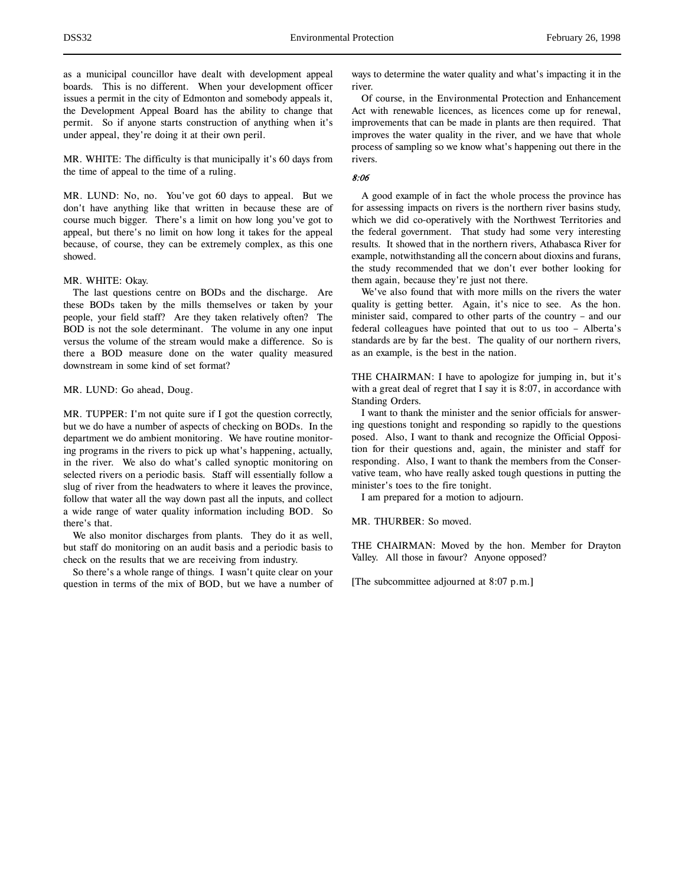as a municipal councillor have dealt with development appeal boards. This is no different. When your development officer issues a permit in the city of Edmonton and somebody appeals it, the Development Appeal Board has the ability to change that permit. So if anyone starts construction of anything when it's under appeal, they're doing it at their own peril.

MR. WHITE: The difficulty is that municipally it's 60 days from the time of appeal to the time of a ruling.

MR. LUND: No, no. You've got 60 days to appeal. But we don't have anything like that written in because these are of course much bigger. There's a limit on how long you've got to appeal, but there's no limit on how long it takes for the appeal because, of course, they can be extremely complex, as this one showed.

MR. WHITE: Okay.

The last questions centre on BODs and the discharge. Are these BODs taken by the mills themselves or taken by your people, your field staff? Are they taken relatively often? The BOD is not the sole determinant. The volume in any one input versus the volume of the stream would make a difference. So is there a BOD measure done on the water quality measured downstream in some kind of set format?

MR. LUND: Go ahead, Doug.

MR. TUPPER: I'm not quite sure if I got the question correctly, but we do have a number of aspects of checking on BODs. In the department we do ambient monitoring. We have routine monitoring programs in the rivers to pick up what's happening, actually, in the river. We also do what's called synoptic monitoring on selected rivers on a periodic basis. Staff will essentially follow a slug of river from the headwaters to where it leaves the province, follow that water all the way down past all the inputs, and collect a wide range of water quality information including BOD. So there's that.

We also monitor discharges from plants. They do it as well, but staff do monitoring on an audit basis and a periodic basis to check on the results that we are receiving from industry.

So there's a whole range of things. I wasn't quite clear on your question in terms of the mix of BOD, but we have a number of ways to determine the water quality and what's impacting it in the river.

Of course, in the Environmental Protection and Enhancement Act with renewable licences, as licences come up for renewal, improvements that can be made in plants are then required. That improves the water quality in the river, and we have that whole process of sampling so we know what's happening out there in the rivers.

*8:06*

A good example of in fact the whole process the province has for assessing impacts on rivers is the northern river basins study, which we did co-operatively with the Northwest Territories and the federal government. That study had some very interesting results. It showed that in the northern rivers, Athabasca River for example, notwithstanding all the concern about dioxins and furans, the study recommended that we don't ever bother looking for them again, because they're just not there.

We've also found that with more mills on the rivers the water quality is getting better. Again, it's nice to see. As the hon. minister said, compared to other parts of the country – and our federal colleagues have pointed that out to us too – Alberta's standards are by far the best. The quality of our northern rivers, as an example, is the best in the nation.

THE CHAIRMAN: I have to apologize for jumping in, but it's with a great deal of regret that I say it is 8:07, in accordance with Standing Orders.

I want to thank the minister and the senior officials for answering questions tonight and responding so rapidly to the questions posed. Also, I want to thank and recognize the Official Opposition for their questions and, again, the minister and staff for responding. Also, I want to thank the members from the Conservative team, who have really asked tough questions in putting the minister's toes to the fire tonight.

I am prepared for a motion to adjourn.

MR. THURBER: So moved.

THE CHAIRMAN: Moved by the hon. Member for Drayton Valley. All those in favour? Anyone opposed?

[The subcommittee adjourned at 8:07 p.m.]